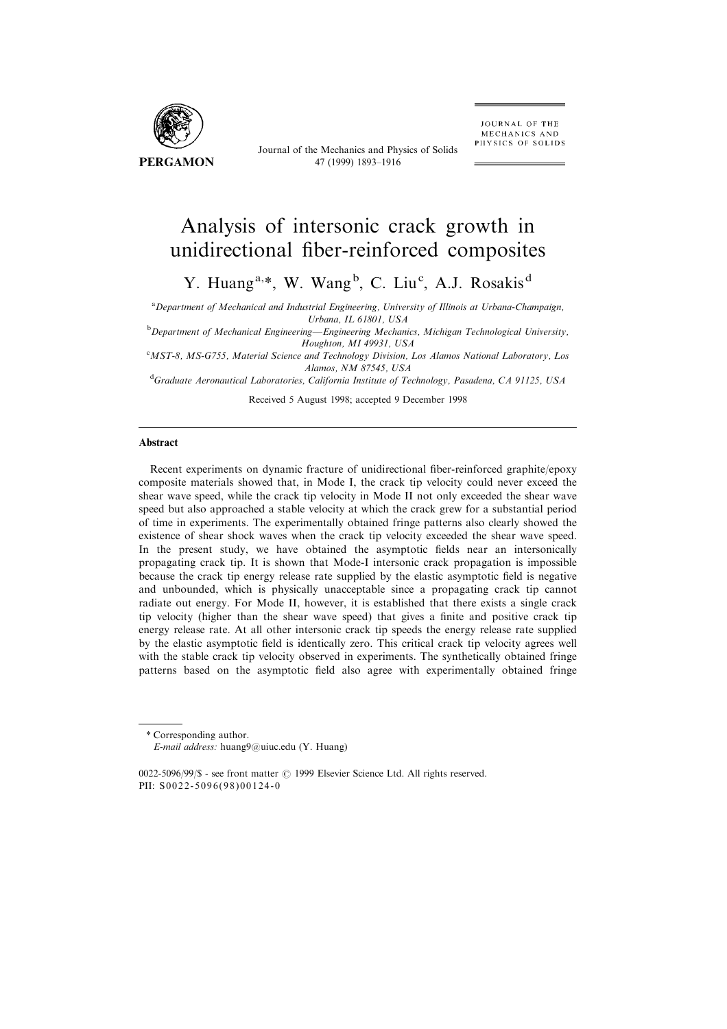# Analysis of intersonic crack growth in unidirectional fiber-reinforced composites

Y. Huang[a,*], W. Wang[b], C. Liu[c], A.J. Rosakis[d]

[a]Department of Mechanical and Industrial Engineering, University of Illinois at Urbana-Champaign, Urbana, IL 61801, USA

[b]Department of Mechanical Engineering—Engineering Mechanics, Michigan Technological University, Houghton, MI 49931, USA

[c]MST-8, MS-G755, Material Science and Technology Division, Los Alamos National Laboratory, Los Alamos, NM 87545, USA

[d]Graduate Aeronautical Laboratories, California Institute of Technology, Pasadena, CA 91125, USA

Received 5 August 1998; accepted 9 December 1998

---

## Abstract

Recent experiments on dynamic fracture of unidirectional fiber-reinforced graphite/epoxy composite materials showed that, in Mode I, the crack tip velocity could never exceed the shear wave speed, while the crack tip velocity in Mode II not only exceeded the shear wave speed but also approached a stable velocity at which the crack grew for a substantial period of time in experiments. The experimentally obtained fringe patterns also clearly showed the existence of shear shock waves when the crack tip velocity exceeded the shear wave speed. In the present study, we have obtained the asymptotic fields near an intersonically propagating crack tip. It is shown that Mode-I intersonic crack propagation is impossible because the crack tip energy release rate supplied by the elastic asymptotic field is negative and unbounded, which is physically unacceptable since a propagating crack tip cannot radiate out energy. For Mode II, however, it is established that there exists a single crack tip velocity (higher than the shear wave speed) that gives a finite and positive crack tip energy release rate. At all other intersonic crack tip speeds the energy release rate supplied by the elastic asymptotic field is identically zero. This critical crack tip velocity agrees well with the stable crack tip velocity observed in experiments. The synthetically obtained fringe patterns based on the asymptotic field also agree with experimentally obtained fringe

---

\* Corresponding author.
*E-mail address:* huang9@uiuc.edu (Y. Huang)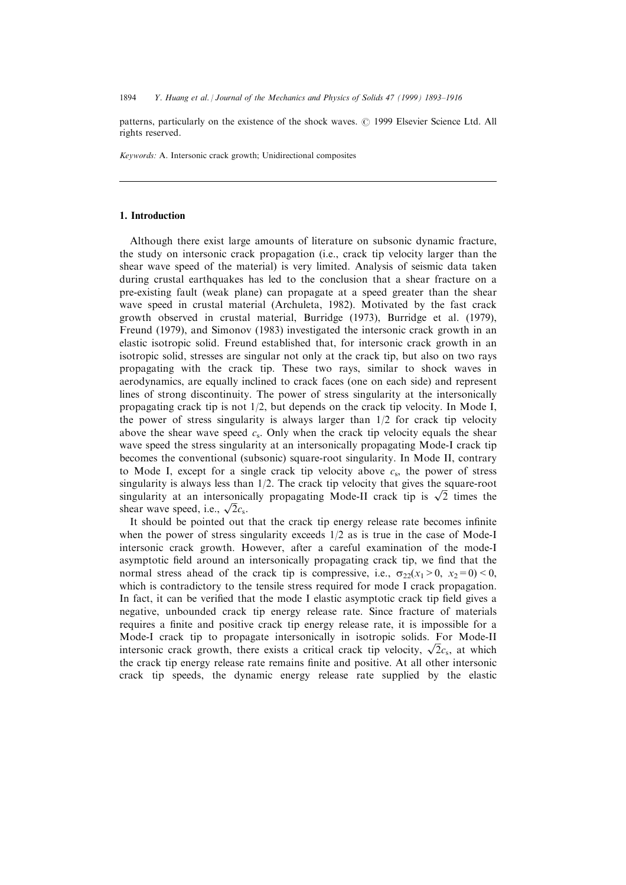patterns, particularly on the existence of the shock waves. © 1999 Elsevier Science Ltd. All rights reserved.

*Keywords:* A. Intersonic crack growth; Unidirectional composites

## 1. Introduction

Although there exist large amounts of literature on subsonic dynamic fracture, the study on intersonic crack propagation (i.e., crack tip velocity larger than the shear wave speed of the material) is very limited. Analysis of seismic data taken during crustal earthquakes has led to the conclusion that a shear fracture on a pre-existing fault (weak plane) can propagate at a speed greater than the shear wave speed in crustal material (Archuleta, 1982). Motivated by the fast crack growth observed in crustal material, Burridge (1973), Burridge et al. (1979), Freund (1979), and Simonov (1983) investigated the intersonic crack growth in an elastic isotropic solid. Freund established that, for intersonic crack growth in an isotropic solid, stresses are singular not only at the crack tip, but also on two rays propagating with the crack tip. These two rays, similar to shock waves in aerodynamics, are equally inclined to crack faces (one on each side) and represent lines of strong discontinuity. The power of stress singularity at the intersonically propagating crack tip is not 1/2, but depends on the crack tip velocity. In Mode I, the power of stress singularity is always larger than 1/2 for crack tip velocity above the shear wave speed $c_s$. Only when the crack tip velocity equals the shear wave speed the stress singularity at an intersonically propagating Mode-I crack tip becomes the conventional (subsonic) square-root singularity. In Mode II, contrary to Mode I, except for a single crack tip velocity above $c_s$, the power of stress singularity is always less than 1/2. The crack tip velocity that gives the square-root singularity at an intersonically propagating Mode-II crack tip is $\sqrt{2}$ times the shear wave speed, i.e., $\sqrt{2}c_s$.

It should be pointed out that the crack tip energy release rate becomes infinite when the power of stress singularity exceeds 1/2 as is true in the case of Mode-I intersonic crack growth. However, after a careful examination of the mode-I asymptotic field around an intersonically propagating crack tip, we find that the normal stress ahead of the crack tip is compressive, i.e., $\sigma_{22}(x_1 > 0,\ x_2 = 0) < 0$, which is contradictory to the tensile stress required for mode I crack propagation. In fact, it can be verified that the mode I elastic asymptotic crack tip field gives a negative, unbounded crack tip energy release rate. Since fracture of materials requires a finite and positive crack tip energy release rate, it is impossible for a Mode-I crack tip to propagate intersonically in isotropic solids. For Mode-II intersonic crack growth, there exists a critical crack tip velocity, $\sqrt{2}c_s$, at which the crack tip energy release rate remains finite and positive. At all other intersonic crack tip speeds, the dynamic energy release rate supplied by the elastic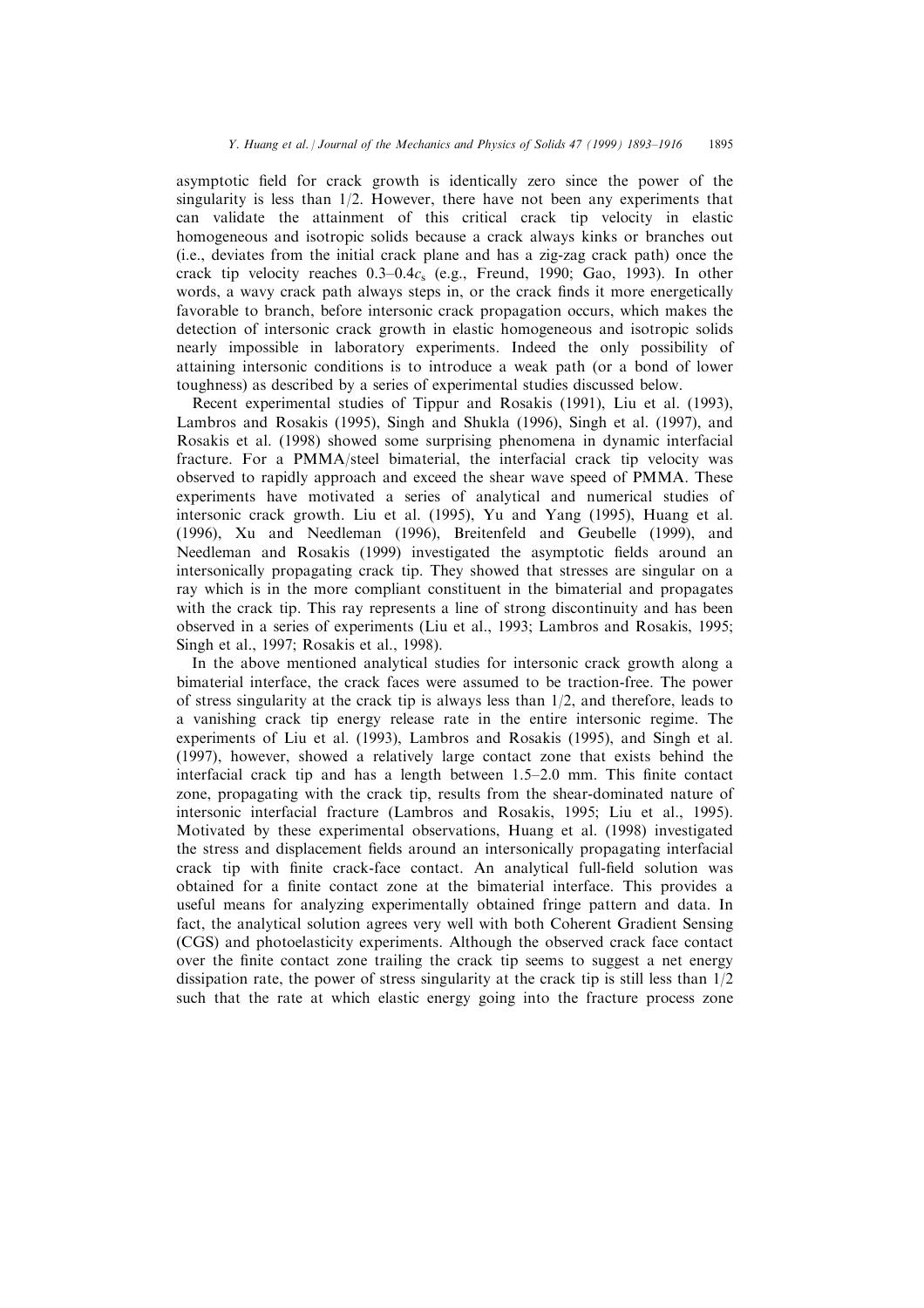asymptotic field for crack growth is identically zero since the power of the singularity is less than 1/2. However, there have not been any experiments that can validate the attainment of this critical crack tip velocity in elastic homogeneous and isotropic solids because a crack always kinks or branches out (i.e., deviates from the initial crack plane and has a zig-zag crack path) once the crack tip velocity reaches $0.3$–$0.4c_s$ (e.g., Freund, 1990; Gao, 1993). In other words, a wavy crack path always steps in, or the crack finds it more energetically favorable to branch, before intersonic crack propagation occurs, which makes the detection of intersonic crack growth in elastic homogeneous and isotropic solids nearly impossible in laboratory experiments. Indeed the only possibility of attaining intersonic conditions is to introduce a weak path (or a bond of lower toughness) as described by a series of experimental studies discussed below.

Recent experimental studies of Tippur and Rosakis (1991), Liu et al. (1993), Lambros and Rosakis (1995), Singh and Shukla (1996), Singh et al. (1997), and Rosakis et al. (1998) showed some surprising phenomena in dynamic interfacial fracture. For a PMMA/steel bimaterial, the interfacial crack tip velocity was observed to rapidly approach and exceed the shear wave speed of PMMA. These experiments have motivated a series of analytical and numerical studies of intersonic crack growth. Liu et al. (1995), Yu and Yang (1995), Huang et al. (1996), Xu and Needleman (1996), Breitenfeld and Geubelle (1999), and Needleman and Rosakis (1999) investigated the asymptotic fields around an intersonically propagating crack tip. They showed that stresses are singular on a ray which is in the more compliant constituent in the bimaterial and propagates with the crack tip. This ray represents a line of strong discontinuity and has been observed in a series of experiments (Liu et al., 1993; Lambros and Rosakis, 1995; Singh et al., 1997; Rosakis et al., 1998).

In the above mentioned analytical studies for intersonic crack growth along a bimaterial interface, the crack faces were assumed to be traction-free. The power of stress singularity at the crack tip is always less than 1/2, and therefore, leads to a vanishing crack tip energy release rate in the entire intersonic regime. The experiments of Liu et al. (1993), Lambros and Rosakis (1995), and Singh et al. (1997), however, showed a relatively large contact zone that exists behind the interfacial crack tip and has a length between 1.5–2.0 mm. This finite contact zone, propagating with the crack tip, results from the shear-dominated nature of intersonic interfacial fracture (Lambros and Rosakis, 1995; Liu et al., 1995). Motivated by these experimental observations, Huang et al. (1998) investigated the stress and displacement fields around an intersonically propagating interfacial crack tip with finite crack-face contact. An analytical full-field solution was obtained for a finite contact zone at the bimaterial interface. This provides a useful means for analyzing experimentally obtained fringe pattern and data. In fact, the analytical solution agrees very well with both Coherent Gradient Sensing (CGS) and photoelasticity experiments. Although the observed crack face contact over the finite contact zone trailing the crack tip seems to suggest a net energy dissipation rate, the power of stress singularity at the crack tip is still less than 1/2 such that the rate at which elastic energy going into the fracture process zone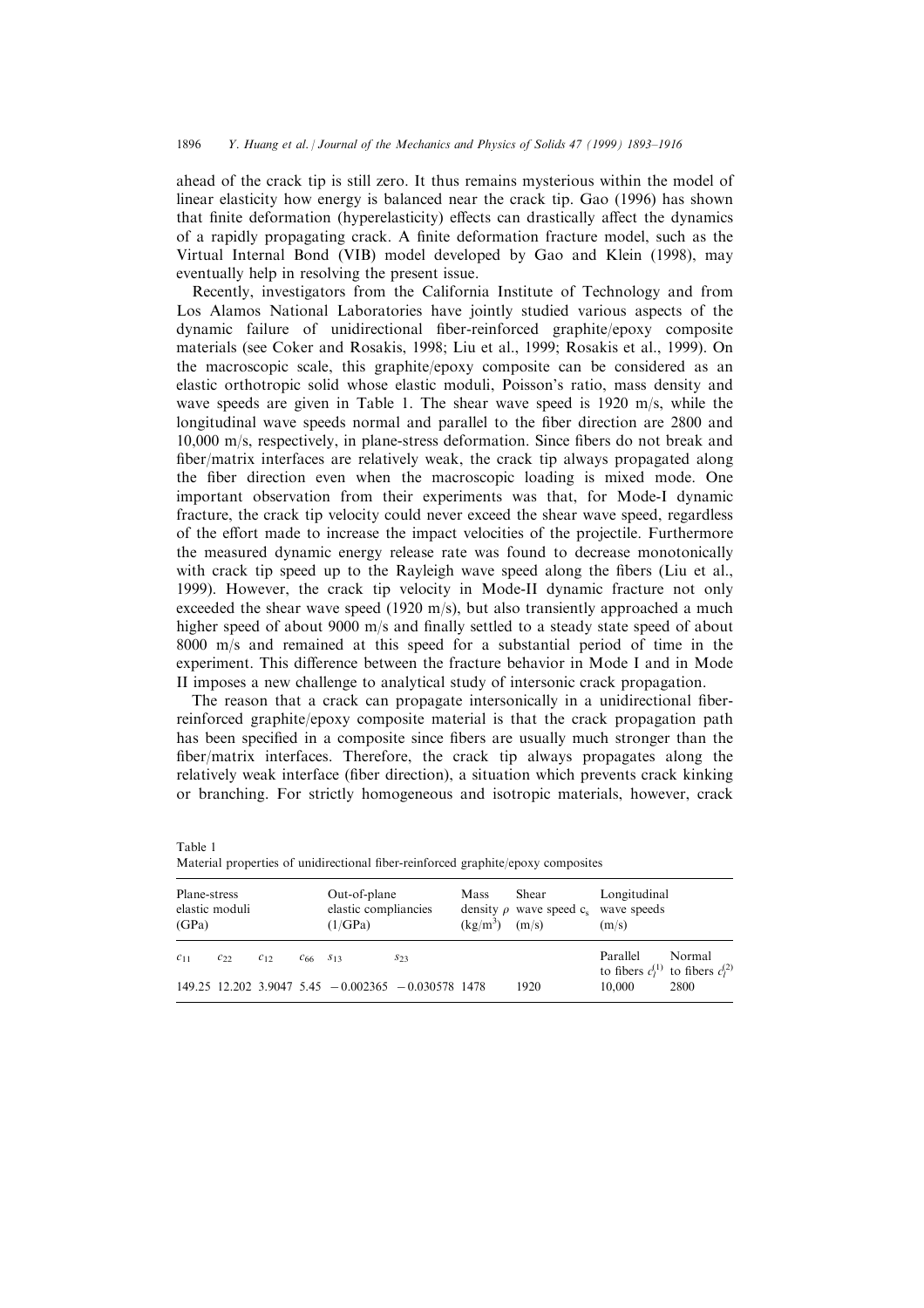ahead of the crack tip is still zero. It thus remains mysterious within the model of linear elasticity how energy is balanced near the crack tip. Gao (1996) has shown that finite deformation (hyperelasticity) effects can drastically affect the dynamics of a rapidly propagating crack. A finite deformation fracture model, such as the Virtual Internal Bond (VIB) model developed by Gao and Klein (1998), may eventually help in resolving the present issue.

Recently, investigators from the California Institute of Technology and from Los Alamos National Laboratories have jointly studied various aspects of the dynamic failure of unidirectional fiber-reinforced graphite/epoxy composite materials (see Coker and Rosakis, 1998; Liu et al., 1999; Rosakis et al., 1999). On the macroscopic scale, this graphite/epoxy composite can be considered as an elastic orthotropic solid whose elastic moduli, Poisson's ratio, mass density and wave speeds are given in Table 1. The shear wave speed is 1920 m/s, while the longitudinal wave speeds normal and parallel to the fiber direction are 2800 and 10,000 m/s, respectively, in plane-stress deformation. Since fibers do not break and fiber/matrix interfaces are relatively weak, the crack tip always propagated along the fiber direction even when the macroscopic loading is mixed mode. One important observation from their experiments was that, for Mode-I dynamic fracture, the crack tip velocity could never exceed the shear wave speed, regardless of the effort made to increase the impact velocities of the projectile. Furthermore the measured dynamic energy release rate was found to decrease monotonically with crack tip speed up to the Rayleigh wave speed along the fibers (Liu et al., 1999). However, the crack tip velocity in Mode-II dynamic fracture not only exceeded the shear wave speed (1920 m/s), but also transiently approached a much higher speed of about 9000 m/s and finally settled to a steady state speed of about 8000 m/s and remained at this speed for a substantial period of time in the experiment. This difference between the fracture behavior in Mode I and in Mode II imposes a new challenge to analytical study of intersonic crack propagation.

The reason that a crack can propagate intersonically in a unidirectional fiber-reinforced graphite/epoxy composite material is that the crack propagation path has been specified in a composite since fibers are usually much stronger than the fiber/matrix interfaces. Therefore, the crack tip always propagates along the relatively weak interface (fiber direction), a situation which prevents crack kinking or branching. For strictly homogeneous and isotropic materials, however, crack

Table 1
Material properties of unidirectional fiber-reinforced graphite/epoxy composites

| Plane-stress elastic moduli (GPa) | | | | Out-of-plane elastic compliancies (1/GPa) | | Mass density $\rho$ (kg/m$^3$) | Shear wave speed $c_s$ (m/s) | Longitudinal wave speeds (m/s) | |
|---|---|---|---|---|---|---|---|---|---|
| $c_{11}$ | $c_{22}$ | $c_{12}$ | $c_{66}$ | $s_{13}$ | $s_{23}$ | | | Parallel to fibers $c_l^{(1)}$ | Normal to fibers $c_l^{(2)}$ |
| 149.25 | 12.202 | 3.9047 | 5.45 | −0.002365 | −0.030578 | 1478 | 1920 | 10,000 | 2800 |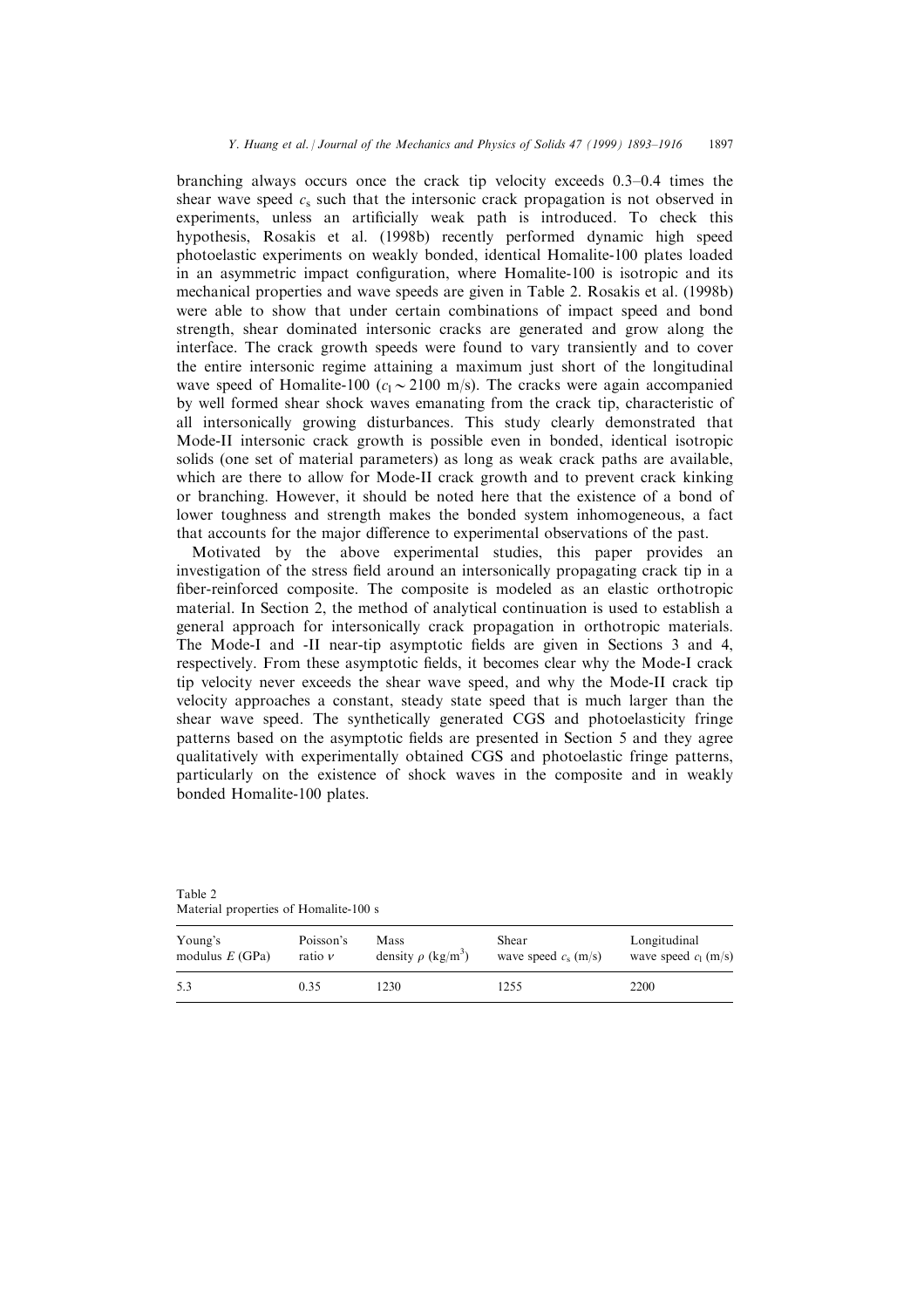branching always occurs once the crack tip velocity exceeds 0.3–0.4 times the shear wave speed $c_s$ such that the intersonic crack propagation is not observed in experiments, unless an artificially weak path is introduced. To check this hypothesis, Rosakis et al. (1998b) recently performed dynamic high speed photoelastic experiments on weakly bonded, identical Homalite-100 plates loaded in an asymmetric impact configuration, where Homalite-100 is isotropic and its mechanical properties and wave speeds are given in Table 2. Rosakis et al. (1998b) were able to show that under certain combinations of impact speed and bond strength, shear dominated intersonic cracks are generated and grow along the interface. The crack growth speeds were found to vary transiently and to cover the entire intersonic regime attaining a maximum just short of the longitudinal wave speed of Homalite-100 ($c_l \sim 2100$ m/s). The cracks were again accompanied by well formed shear shock waves emanating from the crack tip, characteristic of all intersonically growing disturbances. This study clearly demonstrated that Mode-II intersonic crack growth is possible even in bonded, identical isotropic solids (one set of material parameters) as long as weak crack paths are available, which are there to allow for Mode-II crack growth and to prevent crack kinking or branching. However, it should be noted here that the existence of a bond of lower toughness and strength makes the bonded system inhomogeneous, a fact that accounts for the major difference to experimental observations of the past.

Motivated by the above experimental studies, this paper provides an investigation of the stress field around an intersonically propagating crack tip in a fiber-reinforced composite. The composite is modeled as an elastic orthotropic material. In Section 2, the method of analytical continuation is used to establish a general approach for intersonically crack propagation in orthotropic materials. The Mode-I and -II near-tip asymptotic fields are given in Sections 3 and 4, respectively. From these asymptotic fields, it becomes clear why the Mode-I crack tip velocity never exceeds the shear wave speed, and why the Mode-II crack tip velocity approaches a constant, steady state speed that is much larger than the shear wave speed. The synthetically generated CGS and photoelasticity fringe patterns based on the asymptotic fields are presented in Section 5 and they agree qualitatively with experimentally obtained CGS and photoelastic fringe patterns, particularly on the existence of shock waves in the composite and in weakly bonded Homalite-100 plates.

Table 2
Material properties of Homalite-100 s

| Young's modulus $E$ (GPa) | Poisson's ratio $\nu$ | Mass density $\rho$ (kg/m$^3$) | Shear wave speed $c_s$ (m/s) | Longitudinal wave speed $c_l$ (m/s) |
|---|---|---|---|---|
| 5.3 | 0.35 | 1230 | 1255 | 2200 |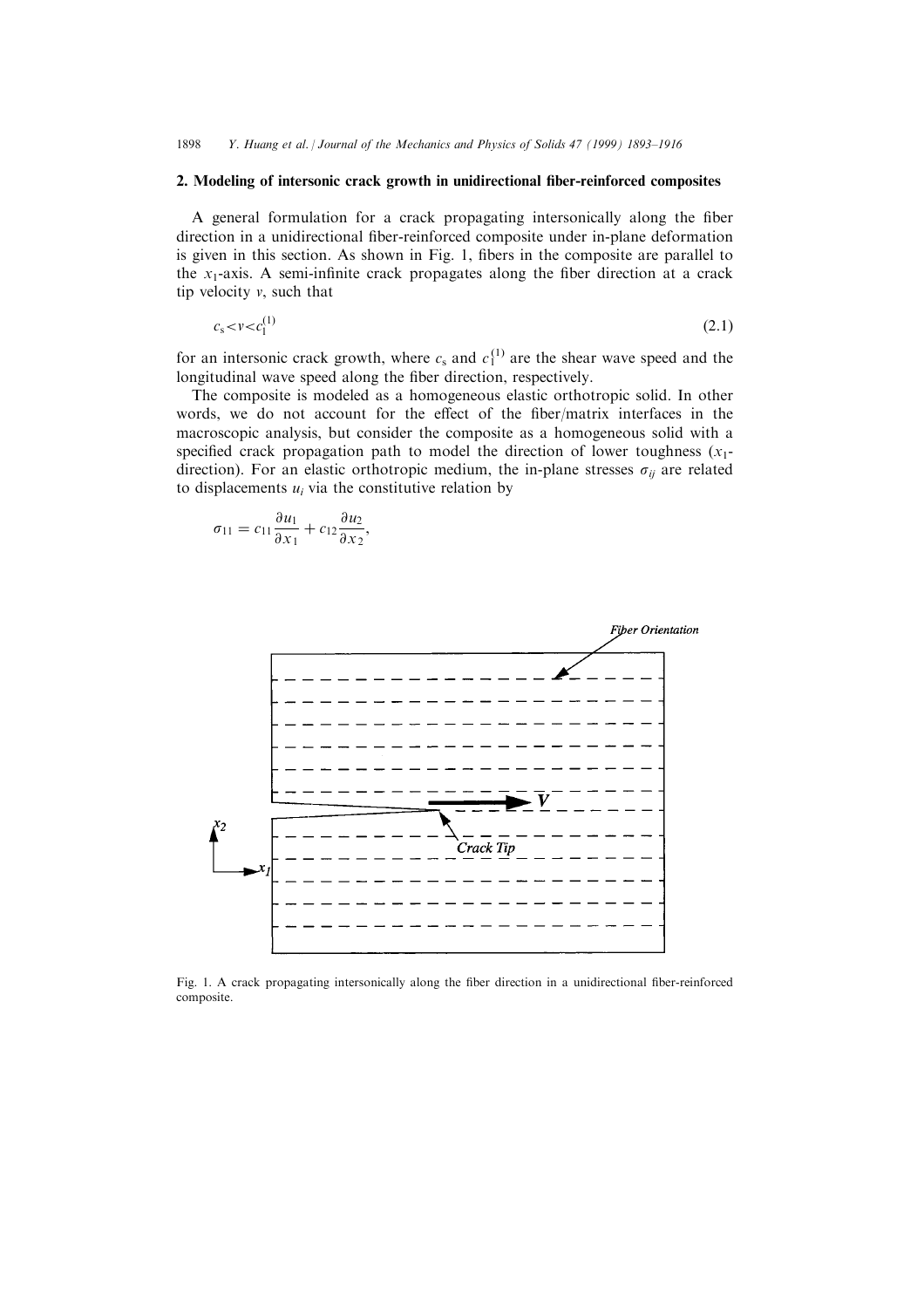## 2. Modeling of intersonic crack growth in unidirectional fiber-reinforced composites

A general formulation for a crack propagating intersonically along the fiber direction in a unidirectional fiber-reinforced composite under in-plane deformation is given in this section. As shown in Fig. 1, fibers in the composite are parallel to the $x_1$-axis. A semi-infinite crack propagates along the fiber direction at a crack tip velocity $v$, such that

$$c_s < v < c_1^{(1)} \tag{2.1}$$

for an intersonic crack growth, where $c_s$ and $c_1^{(1)}$ are the shear wave speed and the longitudinal wave speed along the fiber direction, respectively.

The composite is modeled as a homogeneous elastic orthotropic solid. In other words, we do not account for the effect of the fiber/matrix interfaces in the macroscopic analysis, but consider the composite as a homogeneous solid with a specified crack propagation path to model the direction of lower toughness ($x_1$-direction). For an elastic orthotropic medium, the in-plane stresses $\sigma_{ij}$ are related to displacements $u_i$ via the constitutive relation by

$$\sigma_{11} = c_{11}\frac{\partial u_1}{\partial x_1} + c_{12}\frac{\partial u_2}{\partial x_2},$$

Fig. 1. A crack propagating intersonically along the fiber direction in a unidirectional fiber-reinforced composite.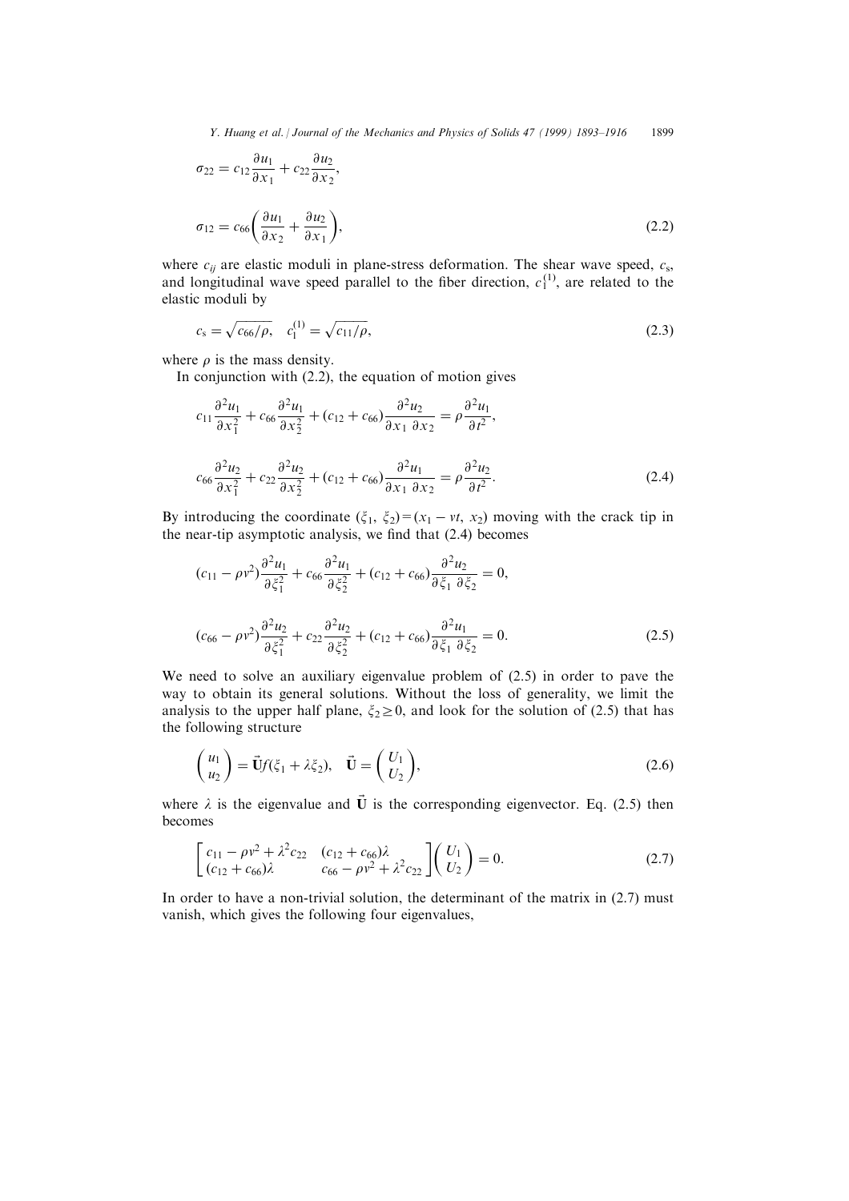$$\sigma_{22} = c_{12}\frac{\partial u_1}{\partial x_1} + c_{22}\frac{\partial u_2}{\partial x_2},$$

$$\sigma_{12} = c_{66}\left(\frac{\partial u_1}{\partial x_2} + \frac{\partial u_2}{\partial x_1}\right), \tag{2.2}$$

where $c_{ij}$ are elastic moduli in plane-stress deformation. The shear wave speed, $c_s$, and longitudinal wave speed parallel to the fiber direction, $c_1^{(1)}$, are related to the elastic moduli by

$$c_s = \sqrt{c_{66}/\rho}, \quad c_1^{(1)} = \sqrt{c_{11}/\rho}, \tag{2.3}$$

where $\rho$ is the mass density.

In conjunction with (2.2), the equation of motion gives

$$c_{11}\frac{\partial^2 u_1}{\partial x_1^2} + c_{66}\frac{\partial^2 u_1}{\partial x_2^2} + (c_{12} + c_{66})\frac{\partial^2 u_2}{\partial x_1\,\partial x_2} = \rho\frac{\partial^2 u_1}{\partial t^2},$$

$$c_{66}\frac{\partial^2 u_2}{\partial x_1^2} + c_{22}\frac{\partial^2 u_2}{\partial x_2^2} + (c_{12} + c_{66})\frac{\partial^2 u_1}{\partial x_1\,\partial x_2} = \rho\frac{\partial^2 u_2}{\partial t^2}. \tag{2.4}$$

By introducing the coordinate $(\xi_1, \xi_2) = (x_1 - vt, x_2)$ moving with the crack tip in the near-tip asymptotic analysis, we find that (2.4) becomes

$$(c_{11} - \rho v^2)\frac{\partial^2 u_1}{\partial \xi_1^2} + c_{66}\frac{\partial^2 u_1}{\partial \xi_2^2} + (c_{12} + c_{66})\frac{\partial^2 u_2}{\partial \xi_1\,\partial \xi_2} = 0,$$

$$(c_{66} - \rho v^2)\frac{\partial^2 u_2}{\partial \xi_1^2} + c_{22}\frac{\partial^2 u_2}{\partial \xi_2^2} + (c_{12} + c_{66})\frac{\partial^2 u_1}{\partial \xi_1\,\partial \xi_2} = 0. \tag{2.5}$$

We need to solve an auxiliary eigenvalue problem of (2.5) in order to pave the way to obtain its general solutions. Without the loss of generality, we limit the analysis to the upper half plane, $\xi_2 \geq 0$, and look for the solution of (2.5) that has the following structure

$$\begin{pmatrix} u_1 \\ u_2 \end{pmatrix} = \vec{\mathbf{U}} f(\xi_1 + \lambda\xi_2), \quad \vec{\mathbf{U}} = \begin{pmatrix} U_1 \\ U_2 \end{pmatrix}, \tag{2.6}$$

where $\lambda$ is the eigenvalue and $\vec{\mathbf{U}}$ is the corresponding eigenvector. Eq. (2.5) then becomes

$$\begin{bmatrix} c_{11} - \rho v^2 + \lambda^2 c_{22} & (c_{12} + c_{66})\lambda \\ (c_{12} + c_{66})\lambda & c_{66} - \rho v^2 + \lambda^2 c_{22} \end{bmatrix}\begin{pmatrix} U_1 \\ U_2 \end{pmatrix} = 0. \tag{2.7}$$

In order to have a non-trivial solution, the determinant of the matrix in (2.7) must vanish, which gives the following four eigenvalues,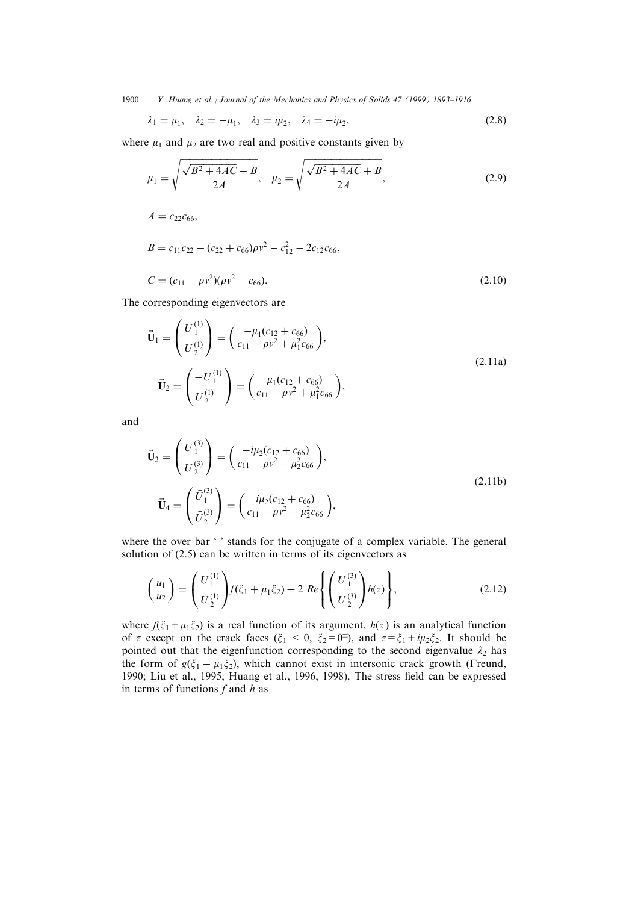$$\lambda_1 = \mu_1, \quad \lambda_2 = -\mu_1, \quad \lambda_3 = i\mu_2, \quad \lambda_4 = -i\mu_2, \tag{2.8}$$

where $\mu_1$ and $\mu_2$ are two real and positive constants given by

$$\mu_1 = \sqrt{\frac{\sqrt{B^2 + 4AC} - B}{2A}}, \quad \mu_2 = \sqrt{\frac{\sqrt{B^2 + 4AC} + B}{2A}}, \tag{2.9}$$

$$A = c_{22}c_{66},$$

$$B = c_{11}c_{22} - (c_{22} + c_{66})\rho v^2 - c_{12}^2 - 2c_{12}c_{66},$$

$$C = (c_{11} - \rho v^2)(\rho v^2 - c_{66}). \tag{2.10}$$

The corresponding eigenvectors are

$$\vec{\mathbf{U}}_1 = \begin{pmatrix} U_1^{(1)} \\ U_2^{(1)} \end{pmatrix} = \begin{pmatrix} -\mu_1(c_{12} + c_{66}) \\ c_{11} - \rho v^2 + \mu_1^2 c_{66} \end{pmatrix},$$

$$\vec{\mathbf{U}}_2 = \begin{pmatrix} -U_1^{(1)} \\ U_2^{(1)} \end{pmatrix} = \begin{pmatrix} \mu_1(c_{12} + c_{66}) \\ c_{11} - \rho v^2 + \mu_1^2 c_{66} \end{pmatrix}, \tag{2.11a}$$

and

$$\vec{\mathbf{U}}_3 = \begin{pmatrix} U_1^{(3)} \\ U_2^{(3)} \end{pmatrix} = \begin{pmatrix} -i\mu_2(c_{12} + c_{66}) \\ c_{11} - \rho v^2 - \mu_2^2 c_{66} \end{pmatrix},$$

$$\vec{\mathbf{U}}_4 = \begin{pmatrix} \bar{U}_1^{(3)} \\ \bar{U}_2^{(3)} \end{pmatrix} = \begin{pmatrix} i\mu_2(c_{12} + c_{66}) \\ c_{11} - \rho v^2 - \mu_2^2 c_{66} \end{pmatrix}, \tag{2.11b}$$

where the over bar '$\bar{\ }$' stands for the conjugate of a complex variable. The general solution of (2.5) can be written in terms of its eigenvectors as

$$\begin{pmatrix} u_1 \\ u_2 \end{pmatrix} = \begin{pmatrix} U_1^{(1)} \\ U_2^{(1)} \end{pmatrix} f(\xi_1 + \mu_1 \xi_2) + 2\,Re\left\{ \begin{pmatrix} U_1^{(3)} \\ U_2^{(3)} \end{pmatrix} h(z) \right\}, \tag{2.12}$$

where $f(\xi_1 + \mu_1\xi_2)$ is a real function of its argument, $h(z)$ is an analytical function of $z$ except on the crack faces ($\xi_1 < 0$, $\xi_2 = 0^{\pm}$), and $z = \xi_1 + i\mu_2\xi_2$. It should be pointed out that the eigenfunction corresponding to the second eigenvalue $\lambda_2$ has the form of $g(\xi_1 - \mu_1\xi_2)$, which cannot exist in intersonic crack growth (Freund, 1990; Liu et al., 1995; Huang et al., 1996, 1998). The stress field can be expressed in terms of functions $f$ and $h$ as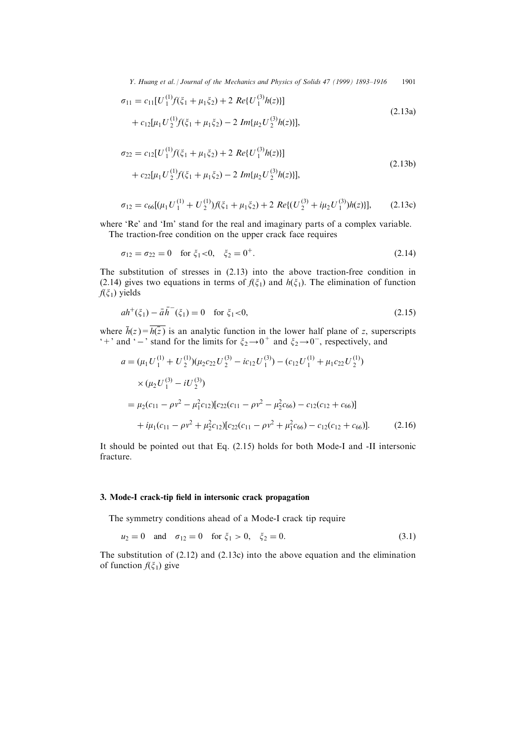$$\sigma_{11} = c_{11}[U_1^{(1)} f(\xi_1 + \mu_1 \xi_2) + 2\ Re\{U_1^{(3)} h(z)\}] \\ + c_{12}[\mu_1 U_2^{(1)} f(\xi_1 + \mu_1 \xi_2) - 2\ Im\{\mu_2 U_2^{(3)} h(z)\}], \tag{2.13a}$$

$$\sigma_{22} = c_{12}[U_1^{(1)} f(\xi_1 + \mu_1 \xi_2) + 2\ Re\{U_1^{(3)} h(z)\}] \\ + c_{22}[\mu_1 U_2^{(1)} f(\xi_1 + \mu_1 \xi_2) - 2\ Im\{\mu_2 U_2^{(3)} h(z)\}], \tag{2.13b}$$

$$\sigma_{12} = c_{66}[(\mu_1 U_1^{(1)} + U_2^{(1)}) f(\xi_1 + \mu_1 \xi_2) + 2\ Re\{(U_2^{(3)} + i\mu_2 U_1^{(3)}) h(z)\}], \tag{2.13c}$$

where 'Re' and 'Im' stand for the real and imaginary parts of a complex variable.

The traction-free condition on the upper crack face requires

$$\sigma_{12} = \sigma_{22} = 0 \quad \text{for } \xi_1 < 0, \quad \xi_2 = 0^+. \tag{2.14}$$

The substitution of stresses in (2.13) into the above traction-free condition in (2.14) gives two equations in terms of $f(\xi_1)$ and $h(\xi_1)$. The elimination of function $f(\xi_1)$ yields

$$a h^+(\xi_1) - \bar{a} \bar{h}^-(\xi_1) = 0 \quad \text{for } \xi_1 < 0, \tag{2.15}$$

where $\bar{h}(z) = \overline{h(\bar{z})}$ is an analytic function in the lower half plane of $z$, superscripts '+' and '−' stand for the limits for $\xi_2 \to 0^+$ and $\xi_2 \to 0^-$, respectively, and

$$\begin{aligned} a &= (\mu_1 U_1^{(1)} + U_2^{(1)})(\mu_2 c_{22} U_2^{(3)} - i c_{12} U_1^{(3)}) - (c_{12} U_1^{(1)} + \mu_1 c_{22} U_2^{(1)}) \\ &\quad \times (\mu_2 U_1^{(3)} - i U_2^{(3)}) \\ &= \mu_2 (c_{11} - \rho v^2 - \mu_1^2 c_{12})[c_{22}(c_{11} - \rho v^2 - \mu_2^2 c_{66}) - c_{12}(c_{12} + c_{66})] \\ &\quad + i\mu_1 (c_{11} - \rho v^2 + \mu_2^2 c_{12})[c_{22}(c_{11} - \rho v^2 + \mu_1^2 c_{66}) - c_{12}(c_{12} + c_{66})]. \end{aligned} \tag{2.16}$$

It should be pointed out that Eq. (2.15) holds for both Mode-I and -II intersonic fracture.

## 3. Mode-I crack-tip field in intersonic crack propagation

The symmetry conditions ahead of a Mode-I crack tip require

$$u_2 = 0 \quad \text{and} \quad \sigma_{12} = 0 \quad \text{for } \xi_1 > 0, \quad \xi_2 = 0. \tag{3.1}$$

The substitution of (2.12) and (2.13c) into the above equation and the elimination of function $f(\xi_1)$ give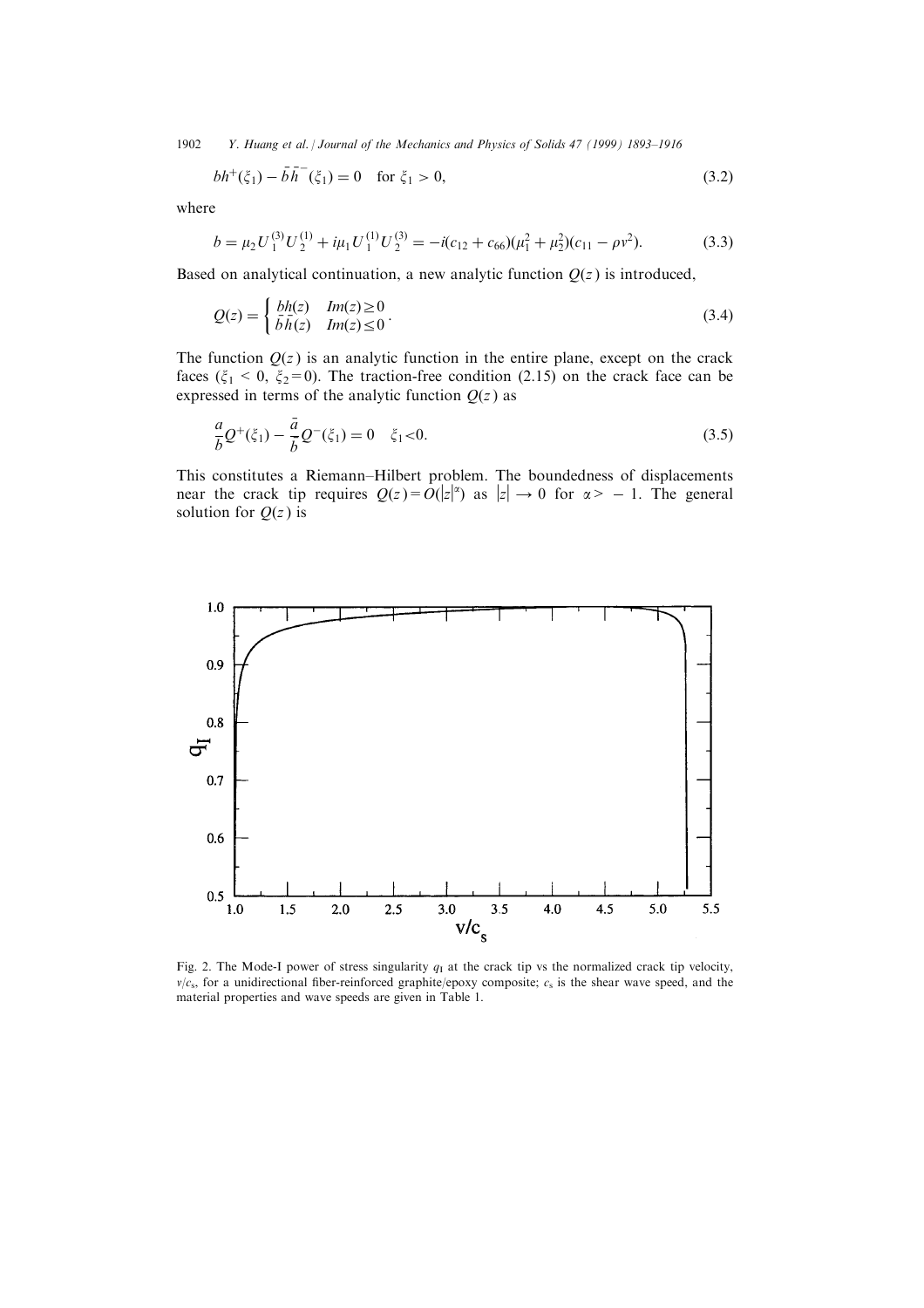$$b h^{+}(\xi_1) - \bar{b}\bar{h}^{-}(\xi_1) = 0 \quad \text{for } \xi_1 > 0, \tag{3.2}$$

where

$$b = \mu_2 U_1^{(3)} U_2^{(1)} + i\mu_1 U_1^{(1)} U_2^{(3)} = -i(c_{12} + c_{66})(\mu_1^2 + \mu_2^2)(c_{11} - \rho v^2). \tag{3.3}$$

Based on analytical continuation, a new analytic function $Q(z)$ is introduced,

$$Q(z) = \begin{cases} bh(z) & Im(z) \geq 0 \\ \bar{b}\bar{h}(z) & Im(z) \leq 0 \end{cases}. \tag{3.4}$$

The function $Q(z)$ is an analytic function in the entire plane, except on the crack faces ($\xi_1 < 0$, $\xi_2 = 0$). The traction-free condition (2.15) on the crack face can be expressed in terms of the analytic function $Q(z)$ as

$$\frac{a}{b} Q^{+}(\xi_1) - \frac{\bar{a}}{\bar{b}} Q^{-}(\xi_1) = 0 \quad \xi_1 < 0. \tag{3.5}$$

This constitutes a Riemann–Hilbert problem. The boundedness of displacements near the crack tip requires $Q(z) = O(|z|^{\alpha})$ as $|z| \to 0$ for $\alpha > -1$. The general solution for $Q(z)$ is

Fig. 2. The Mode-I power of stress singularity $q_{\mathrm{I}}$ at the crack tip vs the normalized crack tip velocity, $v/c_{\mathrm{s}}$, for a unidirectional fiber-reinforced graphite/epoxy composite; $c_{\mathrm{s}}$ is the shear wave speed, and the material properties and wave speeds are given in Table 1.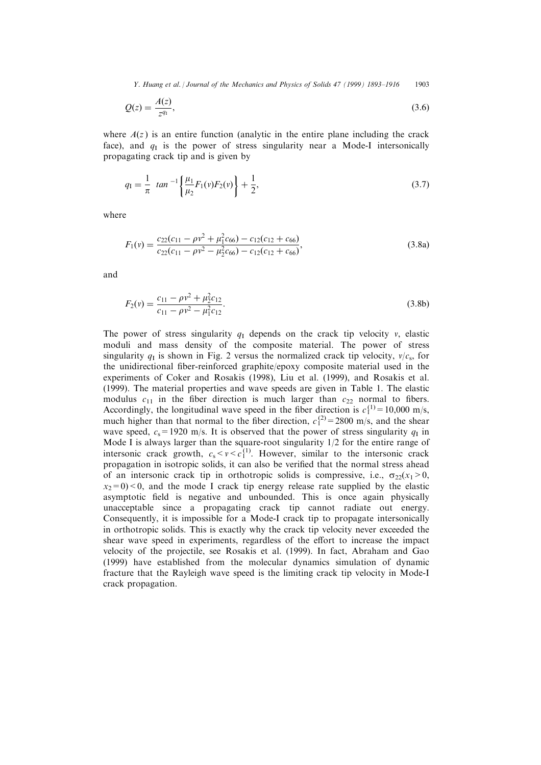$$Q(z) = \frac{A(z)}{z^{q_I}}, \tag{3.6}$$

where $A(z)$ is an entire function (analytic in the entire plane including the crack face), and $q_I$ is the power of stress singularity near a Mode-I intersonically propagating crack tip and is given by

$$q_I = \frac{1}{\pi} \tan^{-1}\left\{\frac{\mu_1}{\mu_2} F_1(v) F_2(v)\right\} + \frac{1}{2}, \tag{3.7}$$

where

$$F_1(v) = \frac{c_{22}(c_{11} - \rho v^2 + \mu_1^2 c_{66}) - c_{12}(c_{12} + c_{66})}{c_{22}(c_{11} - \rho v^2 - \mu_2^2 c_{66}) - c_{12}(c_{12} + c_{66})}, \tag{3.8a}$$

and

$$F_2(v) = \frac{c_{11} - \rho v^2 + \mu_2^2 c_{12}}{c_{11} - \rho v^2 - \mu_1^2 c_{12}}. \tag{3.8b}$$

The power of stress singularity $q_I$ depends on the crack tip velocity $v$, elastic moduli and mass density of the composite material. The power of stress singularity $q_I$ is shown in Fig. 2 versus the normalized crack tip velocity, $v/c_s$, for the unidirectional fiber-reinforced graphite/epoxy composite material used in the experiments of Coker and Rosakis (1998), Liu et al. (1999), and Rosakis et al. (1999). The material properties and wave speeds are given in Table 1. The elastic modulus $c_{11}$ in the fiber direction is much larger than $c_{22}$ normal to fibers. Accordingly, the longitudinal wave speed in the fiber direction is $c_1^{(1)} = 10{,}000$ m/s, much higher than that normal to the fiber direction, $c_1^{(2)} = 2800$ m/s, and the shear wave speed, $c_s = 1920$ m/s. It is observed that the power of stress singularity $q_I$ in Mode I is always larger than the square-root singularity 1/2 for the entire range of intersonic crack growth, $c_s < v < c_1^{(1)}$. However, similar to the intersonic crack propagation in isotropic solids, it can also be verified that the normal stress ahead of an intersonic crack tip in orthotropic solids is compressive, i.e., $\sigma_{22}(x_1 > 0, x_2 = 0) < 0$, and the mode I crack tip energy release rate supplied by the elastic asymptotic field is negative and unbounded. This is once again physically unacceptable since a propagating crack tip cannot radiate out energy. Consequently, it is impossible for a Mode-I crack tip to propagate intersonically in orthotropic solids. This is exactly why the crack tip velocity never exceeded the shear wave speed in experiments, regardless of the effort to increase the impact velocity of the projectile, see Rosakis et al. (1999). In fact, Abraham and Gao (1999) have established from the molecular dynamics simulation of dynamic fracture that the Rayleigh wave speed is the limiting crack tip velocity in Mode-I crack propagation.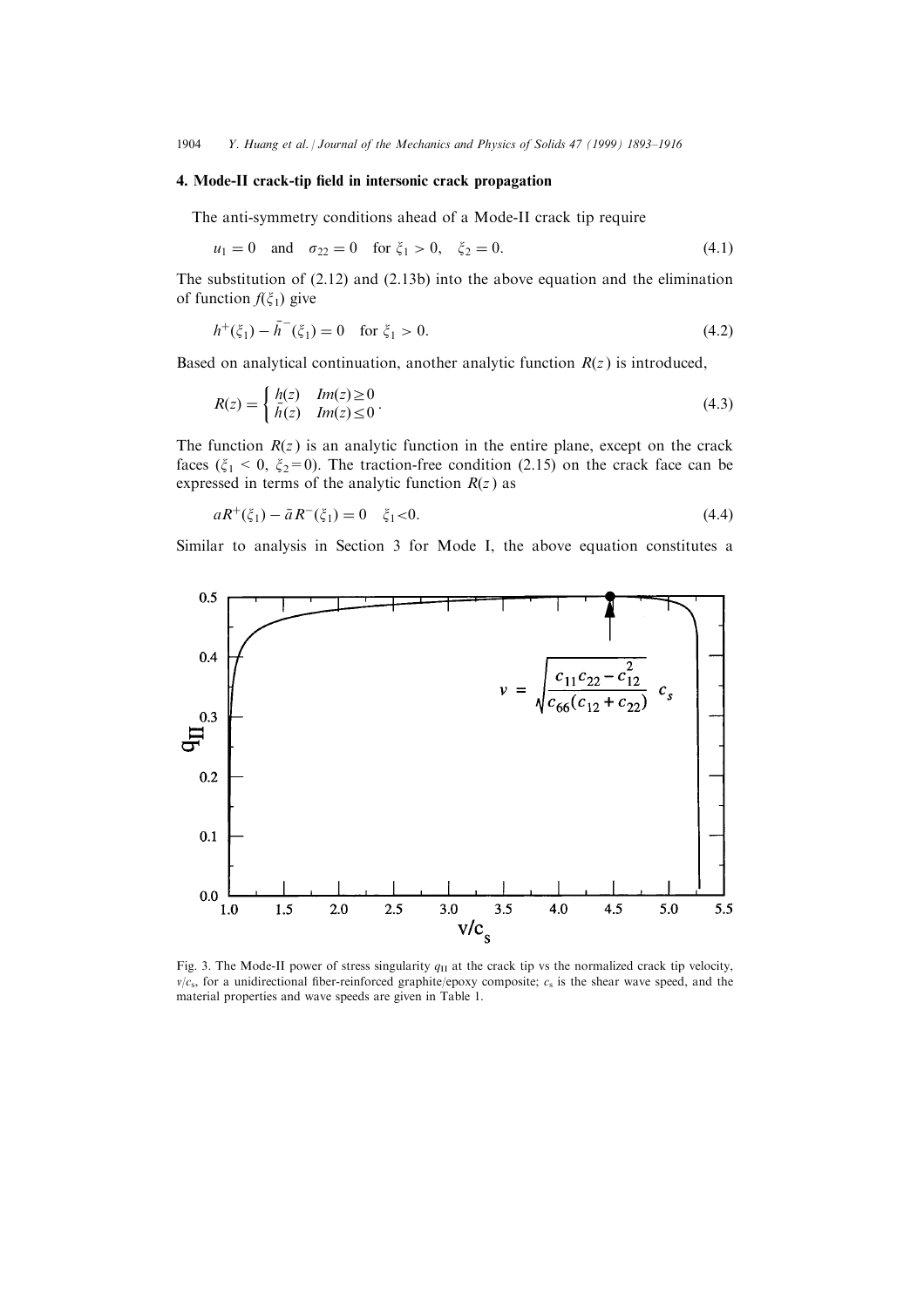## 4. Mode-II crack-tip field in intersonic crack propagation

The anti-symmetry conditions ahead of a Mode-II crack tip require

$$u_1 = 0 \quad \text{and} \quad \sigma_{22} = 0 \quad \text{for } \xi_1 > 0, \quad \xi_2 = 0. \tag{4.1}$$

The substitution of (2.12) and (2.13b) into the above equation and the elimination of function $f(\xi_1)$ give

$$h^{+}(\xi_1) - \bar{h}^{-}(\xi_1) = 0 \quad \text{for } \xi_1 > 0. \tag{4.2}$$

Based on analytical continuation, another analytic function $R(z)$ is introduced,

$$R(z) = \begin{cases} h(z) & Im(z) \geq 0 \\ \bar{h}(z) & Im(z) \leq 0 \end{cases}. \tag{4.3}$$

The function $R(z)$ is an analytic function in the entire plane, except on the crack faces ($\xi_1 < 0$, $\xi_2 = 0$). The traction-free condition (2.15) on the crack face can be expressed in terms of the analytic function $R(z)$ as

$$aR^{+}(\xi_1) - \bar{a}R^{-}(\xi_1) = 0 \quad \xi_1 < 0. \tag{4.4}$$

Similar to analysis in Section 3 for Mode I, the above equation constitutes a

Fig. 3. The Mode-II power of stress singularity $q_{II}$ at the crack tip vs the normalized crack tip velocity, $v/c_s$, for a unidirectional fiber-reinforced graphite/epoxy composite; $c_s$ is the shear wave speed, and the material properties and wave speeds are given in Table 1.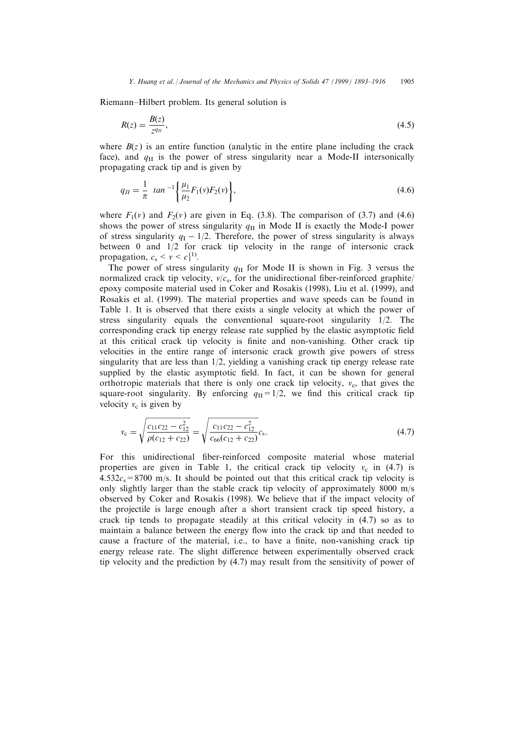Riemann–Hilbert problem. Its general solution is

$$R(z) = \frac{B(z)}{z^{q_{II}}}, \tag{4.5}$$

where $B(z)$ is an entire function (analytic in the entire plane including the crack face), and $q_{II}$ is the power of stress singularity near a Mode-II intersonically propagating crack tip and is given by

$$q_{II} = \frac{1}{\pi} \tan^{-1}\left\{\frac{\mu_1}{\mu_2}F_1(v)F_2(v)\right\}, \tag{4.6}$$

where $F_1(v)$ and $F_2(v)$ are given in Eq. (3.8). The comparison of (3.7) and (4.6) shows the power of stress singularity $q_{II}$ in Mode II is exactly the Mode-I power of stress singularity $q_I - 1/2$. Therefore, the power of stress singularity is always between 0 and 1/2 for crack tip velocity in the range of intersonic crack propagation, $c_s < v < c_1^{(1)}$.

The power of stress singularity $q_{II}$ for Mode II is shown in Fig. 3 versus the normalized crack tip velocity, $v/c_s$, for the unidirectional fiber-reinforced graphite/epoxy composite material used in Coker and Rosakis (1998), Liu et al. (1999), and Rosakis et al. (1999). The material properties and wave speeds can be found in Table 1. It is observed that there exists a single velocity at which the power of stress singularity equals the conventional square-root singularity 1/2. The corresponding crack tip energy release rate supplied by the elastic asymptotic field at this critical crack tip velocity is finite and non-vanishing. Other crack tip velocities in the entire range of intersonic crack growth give powers of stress singularity that are less than 1/2, yielding a vanishing crack tip energy release rate supplied by the elastic asymptotic field. In fact, it can be shown for general orthotropic materials that there is only one crack tip velocity, $v_c$, that gives the square-root singularity. By enforcing $q_{II} = 1/2$, we find this critical crack tip velocity $v_c$ is given by

$$v_c = \sqrt{\frac{c_{11}c_{22} - c_{12}^2}{\rho(c_{12} + c_{22})}} = \sqrt{\frac{c_{11}c_{22} - c_{12}^2}{c_{66}(c_{12} + c_{22})}}c_s. \tag{4.7}$$

For this unidirectional fiber-reinforced composite material whose material properties are given in Table 1, the critical crack tip velocity $v_c$ in (4.7) is $4.532c_s = 8700$ m/s. It should be pointed out that this critical crack tip velocity is only slightly larger than the stable crack tip velocity of approximately 8000 m/s observed by Coker and Rosakis (1998). We believe that if the impact velocity of the projectile is large enough after a short transient crack tip speed history, a crack tip tends to propagate steadily at this critical velocity in (4.7) so as to maintain a balance between the energy flow into the crack tip and that needed to cause a fracture of the material, i.e., to have a finite, non-vanishing crack tip energy release rate. The slight difference between experimentally observed crack tip velocity and the prediction by (4.7) may result from the sensitivity of power of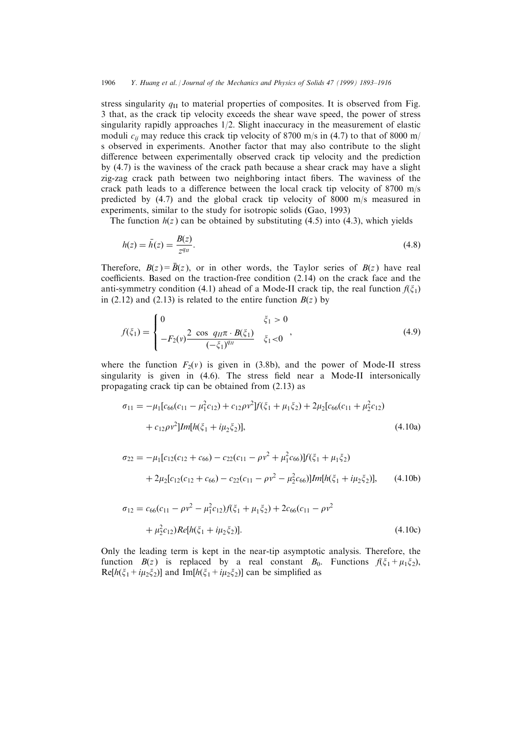stress singularity $q_{\text{II}}$ to material properties of composites. It is observed from Fig. 3 that, as the crack tip velocity exceeds the shear wave speed, the power of stress singularity rapidly approaches 1/2. Slight inaccuracy in the measurement of elastic moduli $c_{ij}$ may reduce this crack tip velocity of 8700 m/s in (4.7) to that of 8000 m/s observed in experiments. Another factor that may also contribute to the slight difference between experimentally observed crack tip velocity and the prediction by (4.7) is the waviness of the crack path because a shear crack may have a slight zig-zag crack path between two neighboring intact fibers. The waviness of the crack path leads to a difference between the local crack tip velocity of 8700 m/s predicted by (4.7) and the global crack tip velocity of 8000 m/s measured in experiments, similar to the study for isotropic solids (Gao, 1993)

The function $h(z)$ can be obtained by substituting (4.5) into (4.3), which yields

$$h(z) = \bar{h}(z) = \frac{B(z)}{z^{q_{II}}}. \tag{4.8}$$

Therefore, $B(z) = \bar{B}(z)$, or in other words, the Taylor series of $B(z)$ have real coefficients. Based on the traction-free condition (2.14) on the crack face and the anti-symmetry condition (4.1) ahead of a Mode-II crack tip, the real function $f(\xi_1)$ in (2.12) and (2.13) is related to the entire function $B(z)$ by

$$f(\xi_1) = \begin{cases} 0 & \xi_1 > 0 \\ -F_2(v)\dfrac{2\ \cos\ q_{II}\pi \cdot B(\xi_1)}{(-\xi_1)^{q_{II}}} & \xi_1 < 0 \end{cases}, \tag{4.9}$$

where the function $F_2(v)$ is given in (3.8b), and the power of Mode-II stress singularity is given in (4.6). The stress field near a Mode-II intersonically propagating crack tip can be obtained from (2.13) as

$$\sigma_{11} = -\mu_1[c_{66}(c_{11} - \mu_1^2 c_{12}) + c_{12}\rho v^2]f(\xi_1 + \mu_1\xi_2) + 2\mu_2[c_{66}(c_{11} + \mu_2^2 c_{12}) + c_{12}\rho v^2]Im[h(\xi_1 + i\mu_2\xi_2)], \tag{4.10a}$$

$$\sigma_{22} = -\mu_1[c_{12}(c_{12} + c_{66}) - c_{22}(c_{11} - \rho v^2 + \mu_1^2 c_{66})]f(\xi_1 + \mu_1\xi_2) + 2\mu_2[c_{12}(c_{12} + c_{66}) - c_{22}(c_{11} - \rho v^2 - \mu_2^2 c_{66})]Im[h(\xi_1 + i\mu_2\xi_2)], \tag{4.10b}$$

$$\sigma_{12} = c_{66}(c_{11} - \rho v^2 - \mu_1^2 c_{12})f(\xi_1 + \mu_1\xi_2) + 2c_{66}(c_{11} - \rho v^2 + \mu_2^2 c_{12})Re[h(\xi_1 + i\mu_2\xi_2)]. \tag{4.10c}$$

Only the leading term is kept in the near-tip asymptotic analysis. Therefore, the function $B(z)$ is replaced by a real constant $B_0$. Functions $f(\xi_1 + \mu_1\xi_2)$, $Re[h(\xi_1 + i\mu_2\xi_2)]$ and $Im[h(\xi_1 + i\mu_2\xi_2)]$ can be simplified as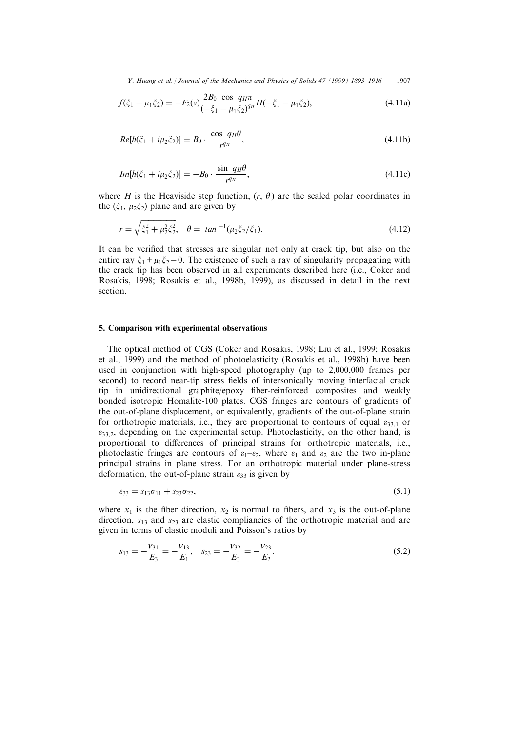$$f(\xi_1 + \mu_1\xi_2) = -F_2(v)\frac{2B_0 \cos q_{II}\pi}{(-\xi_1 - \mu_1\xi_2)^{q_{II}}} H(-\xi_1 - \mu_1\xi_2), \tag{4.11a}$$

$$Re[h(\xi_1 + i\mu_2\xi_2)] = B_0 \cdot \frac{\cos q_{II}\theta}{r^{q_{II}}}, \tag{4.11b}$$

$$Im[h(\xi_1 + i\mu_2\xi_2)] = -B_0 \cdot \frac{\sin q_{II}\theta}{r^{q_{II}}}, \tag{4.11c}$$

where $H$ is the Heaviside step function, $(r, \theta)$ are the scaled polar coordinates in the $(\xi_1, \mu_2\xi_2)$ plane and are given by

$$r = \sqrt{\xi_1^2 + \mu_2^2\xi_2^2}, \quad \theta = \tan^{-1}(\mu_2\xi_2/\xi_1). \tag{4.12}$$

It can be verified that stresses are singular not only at crack tip, but also on the entire ray $\xi_1 + \mu_1\xi_2 = 0$. The existence of such a ray of singularity propagating with the crack tip has been observed in all experiments described here (i.e., Coker and Rosakis, 1998; Rosakis et al., 1998b, 1999), as discussed in detail in the next section.

## 5. Comparison with experimental observations

The optical method of CGS (Coker and Rosakis, 1998; Liu et al., 1999; Rosakis et al., 1999) and the method of photoelasticity (Rosakis et al., 1998b) have been used in conjunction with high-speed photography (up to 2,000,000 frames per second) to record near-tip stress fields of intersonically moving interfacial crack tip in unidirectional graphite/epoxy fiber-reinforced composites and weakly bonded isotropic Homalite-100 plates. CGS fringes are contours of gradients of the out-of-plane displacement, or equivalently, gradients of the out-of-plane strain for orthotropic materials, i.e., they are proportional to contours of equal $\varepsilon_{33,1}$ or $\varepsilon_{33,2}$, depending on the experimental setup. Photoelasticity, on the other hand, is proportional to differences of principal strains for orthotropic materials, i.e., photoelastic fringes are contours of $\varepsilon_1$–$\varepsilon_2$, where $\varepsilon_1$ and $\varepsilon_2$ are the two in-plane principal strains in plane stress. For an orthotropic material under plane-stress deformation, the out-of-plane strain $\varepsilon_{33}$ is given by

$$\varepsilon_{33} = s_{13}\sigma_{11} + s_{23}\sigma_{22}, \tag{5.1}$$

where $x_1$ is the fiber direction, $x_2$ is normal to fibers, and $x_3$ is the out-of-plane direction, $s_{13}$ and $s_{23}$ are elastic compliancies of the orthotropic material and are given in terms of elastic moduli and Poisson's ratios by

$$s_{13} = -\frac{v_{31}}{E_3} = -\frac{v_{13}}{E_1}, \quad s_{23} = -\frac{v_{32}}{E_3} = -\frac{v_{23}}{E_2}. \tag{5.2}$$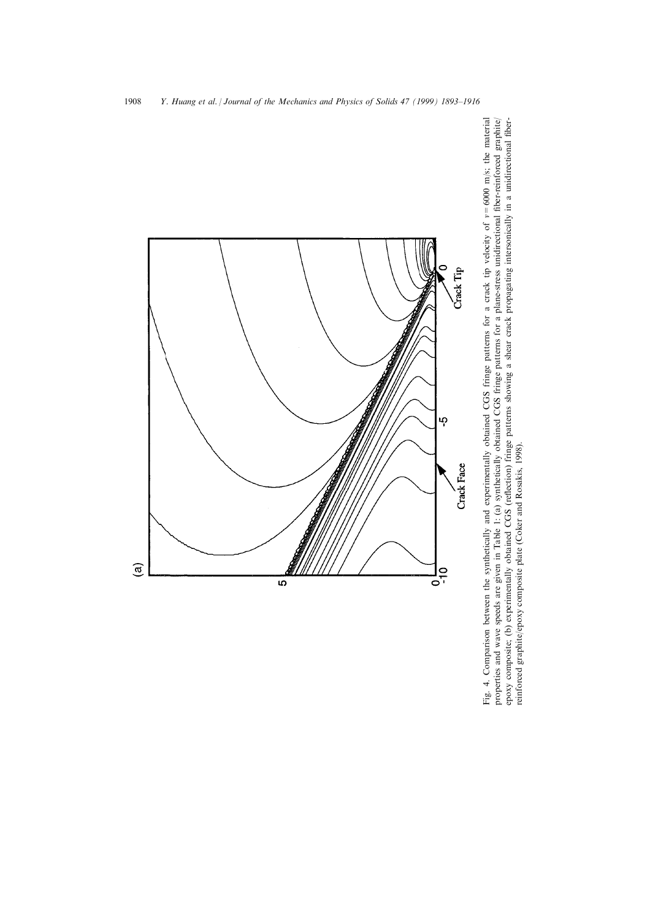Fig. 4. Comparison between the synthetically and experimentally obtained CGS fringe patterns for a crack tip velocity of $v = 6000$ m/s; the material properties and wave speeds are given in Table 1: (a) synthetically obtained CGS fringe patterns for a plane-stress unidirectional fiber-reinforced graphite/epoxy composite; (b) experimentally obtained CGS (reflection) fringe patterns showing a shear crack propagating intersonically in a unidirectional fiber-reinforced graphite/epoxy composite plate (Coker and Rosakis, 1998).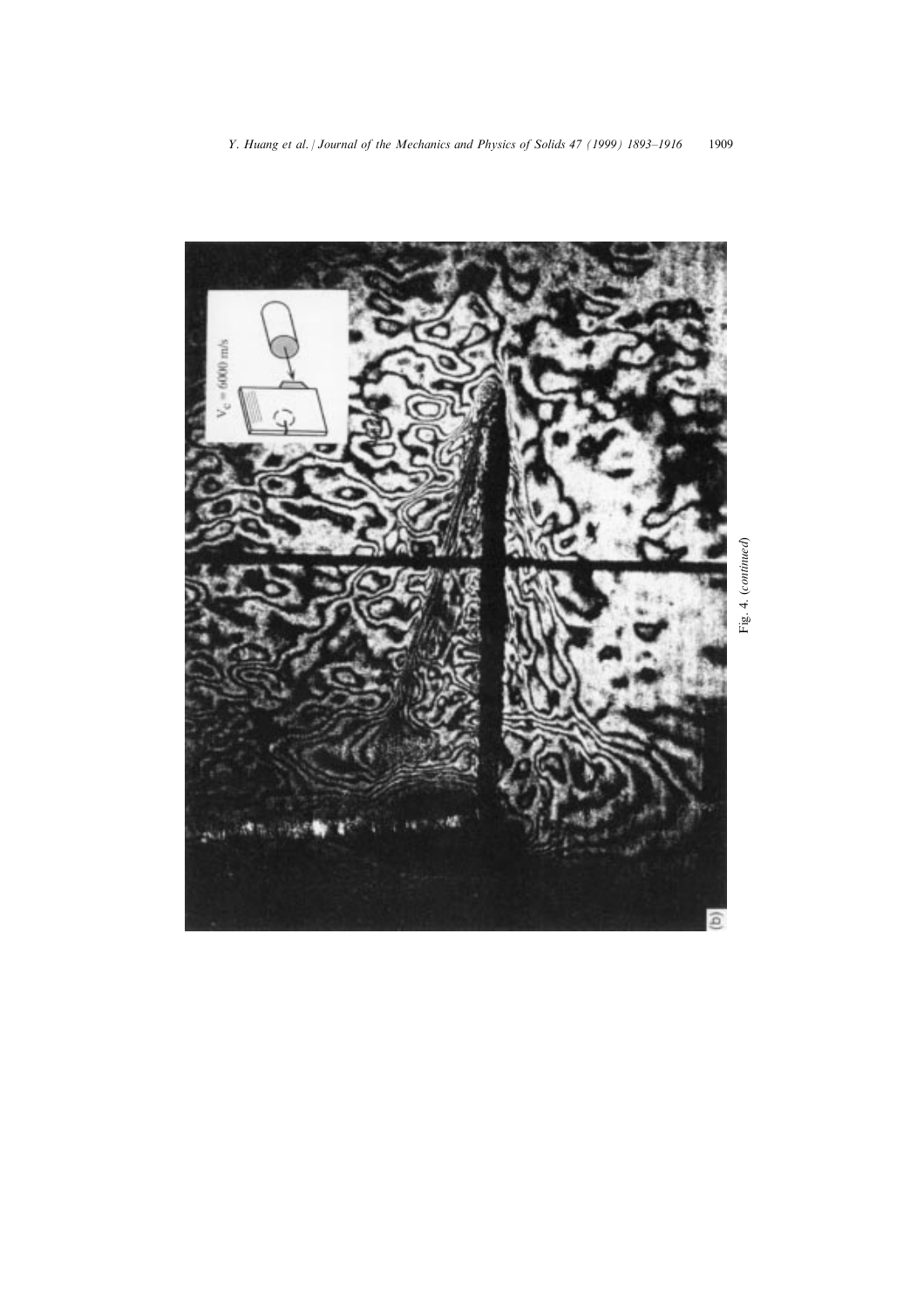Fig. 4. (*continued*)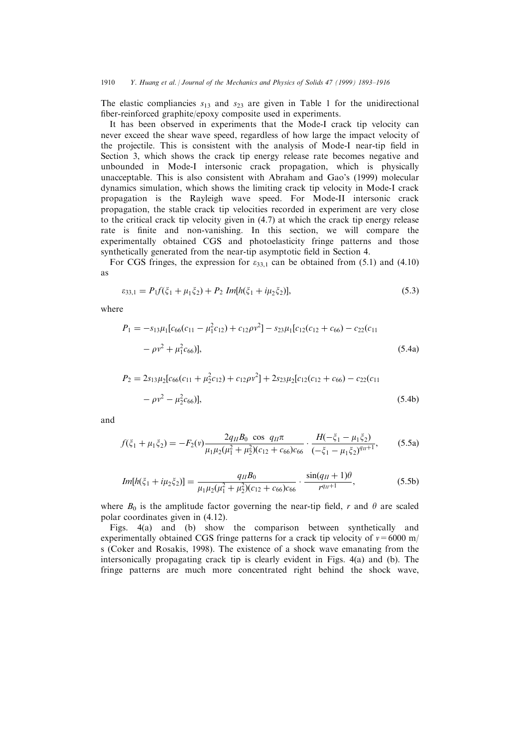The elastic compliancies $s_{13}$ and $s_{23}$ are given in Table 1 for the unidirectional fiber-reinforced graphite/epoxy composite used in experiments.

It has been observed in experiments that the Mode-I crack tip velocity can never exceed the shear wave speed, regardless of how large the impact velocity of the projectile. This is consistent with the analysis of Mode-I near-tip field in Section 3, which shows the crack tip energy release rate becomes negative and unbounded in Mode-I intersonic crack propagation, which is physically unacceptable. This is also consistent with Abraham and Gao's (1999) molecular dynamics simulation, which shows the limiting crack tip velocity in Mode-I crack propagation is the Rayleigh wave speed. For Mode-II intersonic crack propagation, the stable crack tip velocities recorded in experiment are very close to the critical crack tip velocity given in (4.7) at which the crack tip energy release rate is finite and non-vanishing. In this section, we will compare the experimentally obtained CGS and photoelasticity fringe patterns and those synthetically generated from the near-tip asymptotic field in Section 4.

For CGS fringes, the expression for $\varepsilon_{33,1}$ can be obtained from (5.1) and (4.10) as

$$\varepsilon_{33,1} = P_1 f(\xi_1 + \mu_1 \xi_2) + P_2 \, Im[h(\xi_1 + i\mu_2 \xi_2)], \tag{5.3}$$

where

$$P_1 = -s_{13}\mu_1[c_{66}(c_{11} - \mu_1^2 c_{12}) + c_{12}\rho v^2] - s_{23}\mu_1[c_{12}(c_{12} + c_{66}) - c_{22}(c_{11} - \rho v^2 + \mu_1^2 c_{66})], \tag{5.4a}$$

$$P_2 = 2s_{13}\mu_2[c_{66}(c_{11} + \mu_2^2 c_{12}) + c_{12}\rho v^2] + 2s_{23}\mu_2[c_{12}(c_{12} + c_{66}) - c_{22}(c_{11} - \rho v^2 - \mu_2^2 c_{66})], \tag{5.4b}$$

and

$$f(\xi_1 + \mu_1 \xi_2) = -F_2(v)\frac{2q_{II}B_0 \cos q_{II}\pi}{\mu_1\mu_2(\mu_1^2 + \mu_2^2)(c_{12} + c_{66})c_{66}} \cdot \frac{H(-\xi_1 - \mu_1\xi_2)}{(-\xi_1 - \mu_1\xi_2)^{q_{II}+1}}, \tag{5.5a}$$

$$Im[h(\xi_1 + i\mu_2\xi_2)] = \frac{q_{II}B_0}{\mu_1\mu_2(\mu_1^2 + \mu_2^2)(c_{12} + c_{66})c_{66}} \cdot \frac{\sin(q_{II} + 1)\theta}{r^{q_{II}+1}}, \tag{5.5b}$$

where $B_0$ is the amplitude factor governing the near-tip field, $r$ and $\theta$ are scaled polar coordinates given in (4.12).

Figs. 4(a) and (b) show the comparison between synthetically and experimentally obtained CGS fringe patterns for a crack tip velocity of $v = 6000$ m/s (Coker and Rosakis, 1998). The existence of a shock wave emanating from the intersonically propagating crack tip is clearly evident in Figs. 4(a) and (b). The fringe patterns are much more concentrated right behind the shock wave,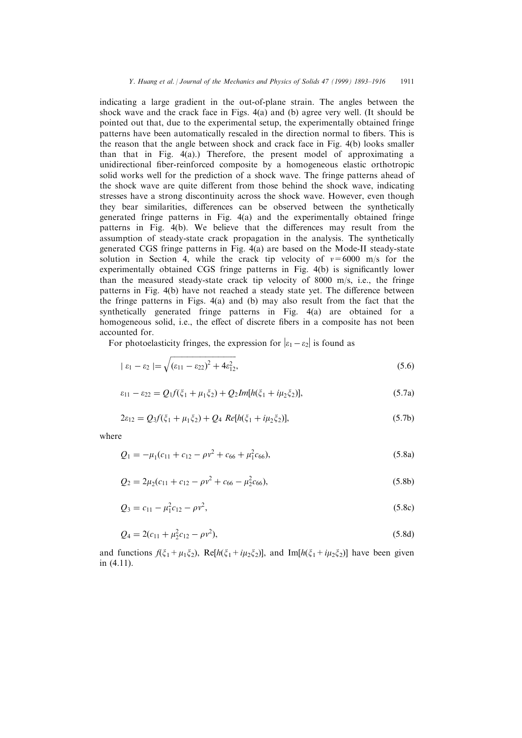indicating a large gradient in the out-of-plane strain. The angles between the shock wave and the crack face in Figs. 4(a) and (b) agree very well. (It should be pointed out that, due to the experimental setup, the experimentally obtained fringe patterns have been automatically rescaled in the direction normal to fibers. This is the reason that the angle between shock and crack face in Fig. 4(b) looks smaller than that in Fig. 4(a).) Therefore, the present model of approximating a unidirectional fiber-reinforced composite by a homogeneous elastic orthotropic solid works well for the prediction of a shock wave. The fringe patterns ahead of the shock wave are quite different from those behind the shock wave, indicating stresses have a strong discontinuity across the shock wave. However, even though they bear similarities, differences can be observed between the synthetically generated fringe patterns in Fig. 4(a) and the experimentally obtained fringe patterns in Fig. 4(b). We believe that the differences may result from the assumption of steady-state crack propagation in the analysis. The synthetically generated CGS fringe patterns in Fig. 4(a) are based on the Mode-II steady-state solution in Section 4, while the crack tip velocity of $v = 6000$ m/s for the experimentally obtained CGS fringe patterns in Fig. 4(b) is significantly lower than the measured steady-state crack tip velocity of 8000 m/s, i.e., the fringe patterns in Fig. 4(b) have not reached a steady state yet. The difference between the fringe patterns in Figs. 4(a) and (b) may also result from the fact that the synthetically generated fringe patterns in Fig. 4(a) are obtained for a homogeneous solid, i.e., the effect of discrete fibers in a composite has not been accounted for.

For photoelasticity fringes, the expression for $|\varepsilon_1 - \varepsilon_2|$ is found as

$$|\varepsilon_1 - \varepsilon_2| = \sqrt{(\varepsilon_{11} - \varepsilon_{22})^2 + 4\varepsilon_{12}^2}, \tag{5.6}$$

$$\varepsilon_{11} - \varepsilon_{22} = Q_1 f(\xi_1 + \mu_1 \xi_2) + Q_2 Im[h(\xi_1 + i\mu_2 \xi_2)], \tag{5.7a}$$

$$2\varepsilon_{12} = Q_3 f(\xi_1 + \mu_1 \xi_2) + Q_4 \; Re[h(\xi_1 + i\mu_2 \xi_2)], \tag{5.7b}$$

where

$$Q_1 = -\mu_1 (c_{11} + c_{12} - \rho v^2 + c_{66} + \mu_1^2 c_{66}), \tag{5.8a}$$

$$Q_2 = 2\mu_2 (c_{11} + c_{12} - \rho v^2 + c_{66} - \mu_2^2 c_{66}), \tag{5.8b}$$

$$Q_3 = c_{11} - \mu_1^2 c_{12} - \rho v^2, \tag{5.8c}$$

$$Q_4 = 2(c_{11} + \mu_2^2 c_{12} - \rho v^2), \tag{5.8d}$$

and functions $f(\xi_1 + \mu_1 \xi_2)$, $\mathrm{Re}[h(\xi_1 + i\mu_2 \xi_2)]$, and $\mathrm{Im}[h(\xi_1 + i\mu_2 \xi_2)]$ have been given in (4.11).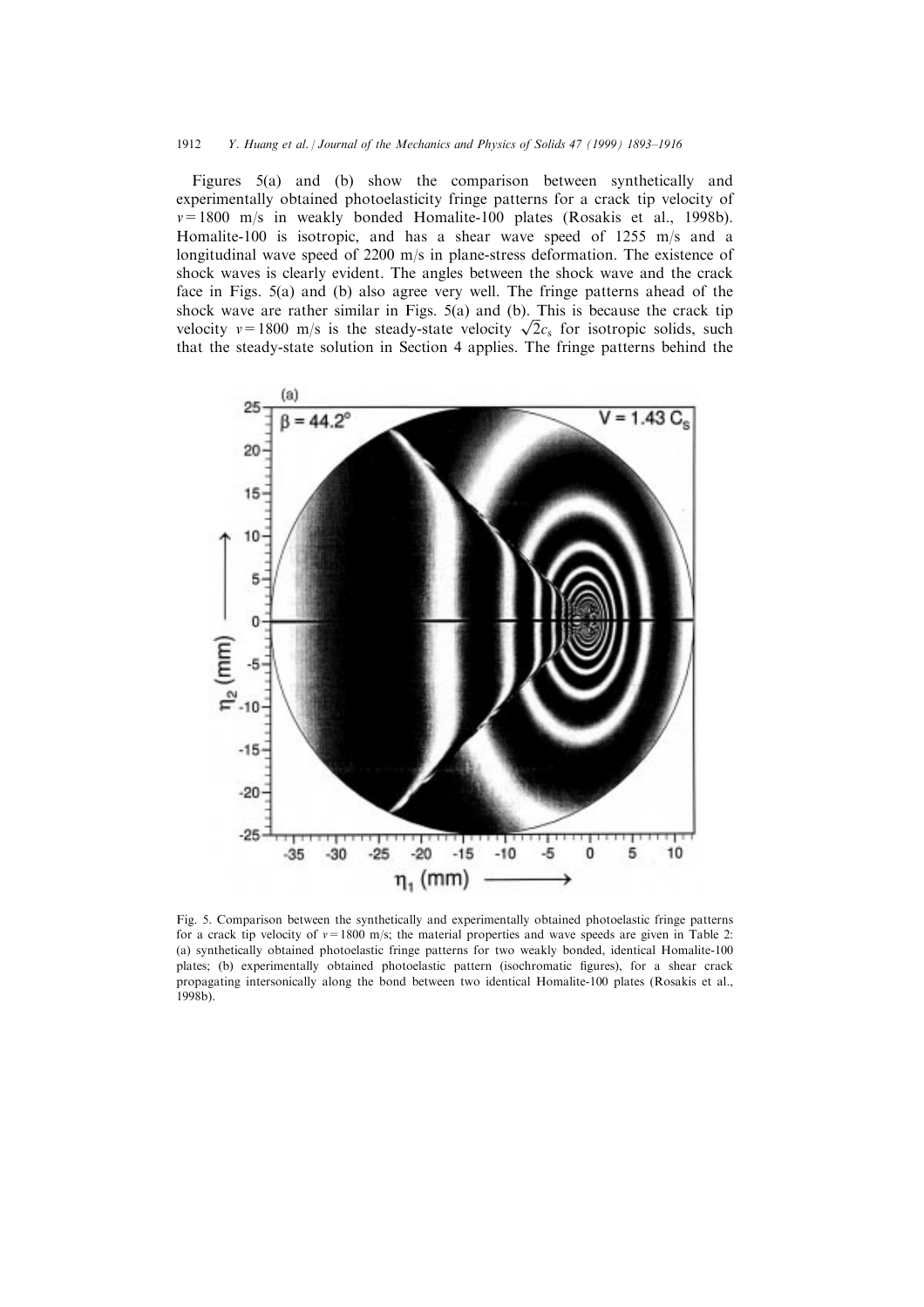Figures 5(a) and (b) show the comparison between synthetically and experimentally obtained photoelasticity fringe patterns for a crack tip velocity of $v = 1800$ m/s in weakly bonded Homalite-100 plates (Rosakis et al., 1998b). Homalite-100 is isotropic, and has a shear wave speed of 1255 m/s and a longitudinal wave speed of 2200 m/s in plane-stress deformation. The existence of shock waves is clearly evident. The angles between the shock wave and the crack face in Figs. 5(a) and (b) also agree very well. The fringe patterns ahead of the shock wave are rather similar in Figs. 5(a) and (b). This is because the crack tip velocity $v = 1800$ m/s is the steady-state velocity $\sqrt{2}c_s$ for isotropic solids, such that the steady-state solution in Section 4 applies. The fringe patterns behind the

Fig. 5. Comparison between the synthetically and experimentally obtained photoelastic fringe patterns for a crack tip velocity of $v = 1800$ m/s; the material properties and wave speeds are given in Table 2: (a) synthetically obtained photoelastic fringe patterns for two weakly bonded, identical Homalite-100 plates; (b) experimentally obtained photoelastic pattern (isochromatic figures), for a shear crack propagating intersonically along the bond between two identical Homalite-100 plates (Rosakis et al., 1998b).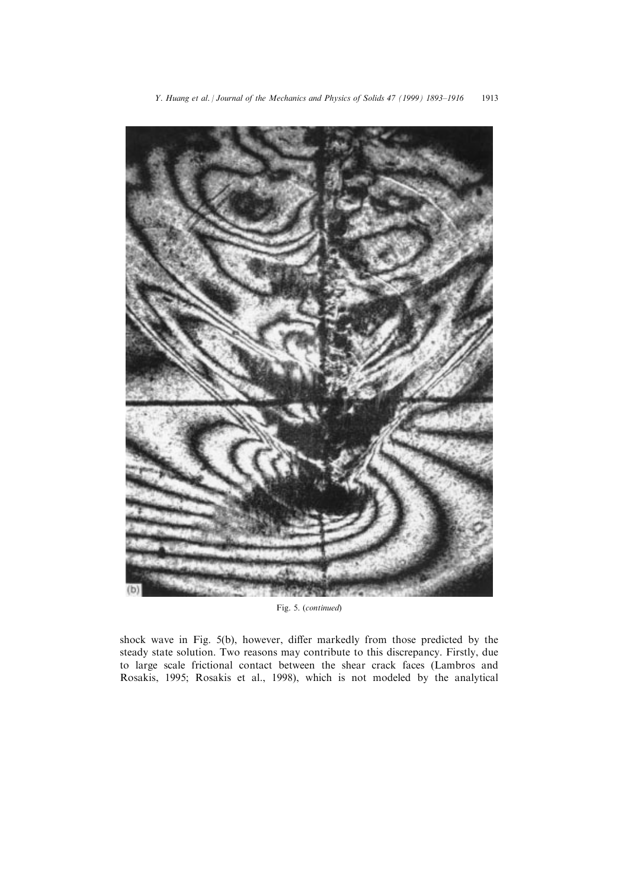Fig. 5. (*continued*)

shock wave in Fig. 5(b), however, differ markedly from those predicted by the steady state solution. Two reasons may contribute to this discrepancy. Firstly, due to large scale frictional contact between the shear crack faces (Lambros and Rosakis, 1995; Rosakis et al., 1998), which is not modeled by the analytical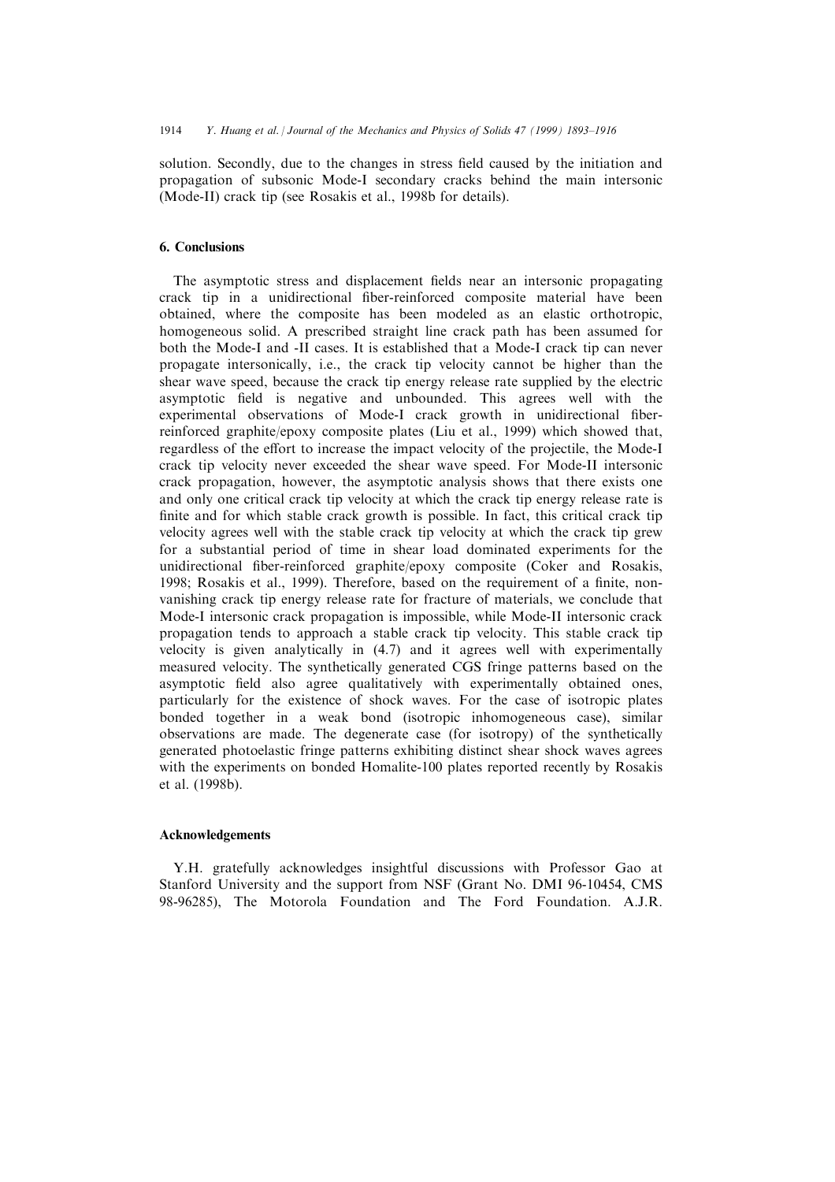solution. Secondly, due to the changes in stress field caused by the initiation and propagation of subsonic Mode-I secondary cracks behind the main intersonic (Mode-II) crack tip (see Rosakis et al., 1998b for details).

## 6. Conclusions

The asymptotic stress and displacement fields near an intersonic propagating crack tip in a unidirectional fiber-reinforced composite material have been obtained, where the composite has been modeled as an elastic orthotropic, homogeneous solid. A prescribed straight line crack path has been assumed for both the Mode-I and -II cases. It is established that a Mode-I crack tip can never propagate intersonically, i.e., the crack tip velocity cannot be higher than the shear wave speed, because the crack tip energy release rate supplied by the electric asymptotic field is negative and unbounded. This agrees well with the experimental observations of Mode-I crack growth in unidirectional fiber-reinforced graphite/epoxy composite plates (Liu et al., 1999) which showed that, regardless of the effort to increase the impact velocity of the projectile, the Mode-I crack tip velocity never exceeded the shear wave speed. For Mode-II intersonic crack propagation, however, the asymptotic analysis shows that there exists one and only one critical crack tip velocity at which the crack tip energy release rate is finite and for which stable crack growth is possible. In fact, this critical crack tip velocity agrees well with the stable crack tip velocity at which the crack tip grew for a substantial period of time in shear load dominated experiments for the unidirectional fiber-reinforced graphite/epoxy composite (Coker and Rosakis, 1998; Rosakis et al., 1999). Therefore, based on the requirement of a finite, non-vanishing crack tip energy release rate for fracture of materials, we conclude that Mode-I intersonic crack propagation is impossible, while Mode-II intersonic crack propagation tends to approach a stable crack tip velocity. This stable crack tip velocity is given analytically in (4.7) and it agrees well with experimentally measured velocity. The synthetically generated CGS fringe patterns based on the asymptotic field also agree qualitatively with experimentally obtained ones, particularly for the existence of shock waves. For the case of isotropic plates bonded together in a weak bond (isotropic inhomogeneous case), similar observations are made. The degenerate case (for isotropy) of the synthetically generated photoelastic fringe patterns exhibiting distinct shear shock waves agrees with the experiments on bonded Homalite-100 plates reported recently by Rosakis et al. (1998b).

### Acknowledgements

Y.H. gratefully acknowledges insightful discussions with Professor Gao at Stanford University and the support from NSF (Grant No. DMI 96-10454, CMS 98-96285), The Motorola Foundation and The Ford Foundation. A.J.R.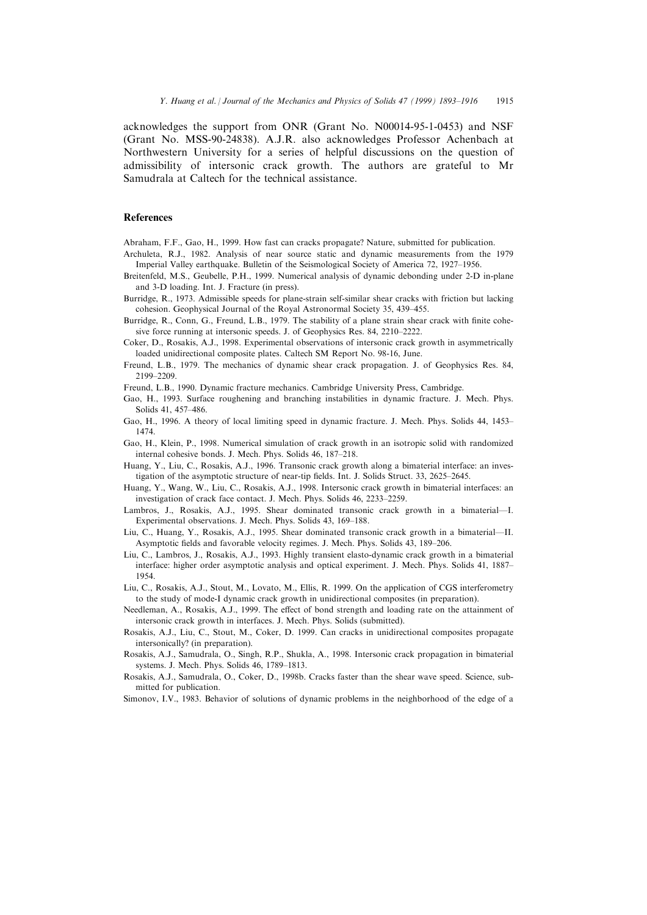acknowledges the support from ONR (Grant No. N00014-95-1-0453) and NSF (Grant No. MSS-90-24838). A.J.R. also acknowledges Professor Achenbach at Northwestern University for a series of helpful discussions on the question of admissibility of intersonic crack growth. The authors are grateful to Mr Samudrala at Caltech for the technical assistance.

## References

Abraham, F.F., Gao, H., 1999. How fast can cracks propagate? Nature, submitted for publication.

Archuleta, R.J., 1982. Analysis of near source static and dynamic measurements from the 1979 Imperial Valley earthquake. Bulletin of the Seismological Society of America 72, 1927–1956.

Breitenfeld, M.S., Geubelle, P.H., 1999. Numerical analysis of dynamic debonding under 2-D in-plane and 3-D loading. Int. J. Fracture (in press).

Burridge, R., 1973. Admissible speeds for plane-strain self-similar shear cracks with friction but lacking cohesion. Geophysical Journal of the Royal Astronormal Society 35, 439–455.

Burridge, R., Conn, G., Freund, L.B., 1979. The stability of a plane strain shear crack with finite cohesive force running at intersonic speeds. J. of Geophysics Res. 84, 2210–2222.

Coker, D., Rosakis, A.J., 1998. Experimental observations of intersonic crack growth in asymmetrically loaded unidirectional composite plates. Caltech SM Report No. 98-16, June.

Freund, L.B., 1979. The mechanics of dynamic shear crack propagation. J. of Geophysics Res. 84, 2199–2209.

Freund, L.B., 1990. Dynamic fracture mechanics. Cambridge University Press, Cambridge.

Gao, H., 1993. Surface roughening and branching instabilities in dynamic fracture. J. Mech. Phys. Solids 41, 457–486.

Gao, H., 1996. A theory of local limiting speed in dynamic fracture. J. Mech. Phys. Solids 44, 1453–1474.

Gao, H., Klein, P., 1998. Numerical simulation of crack growth in an isotropic solid with randomized internal cohesive bonds. J. Mech. Phys. Solids 46, 187–218.

Huang, Y., Liu, C., Rosakis, A.J., 1996. Transonic crack growth along a bimaterial interface: an investigation of the asymptotic structure of near-tip fields. Int. J. Solids Struct. 33, 2625–2645.

Huang, Y., Wang, W., Liu, C., Rosakis, A.J., 1998. Intersonic crack growth in bimaterial interfaces: an investigation of crack face contact. J. Mech. Phys. Solids 46, 2233–2259.

Lambros, J., Rosakis, A.J., 1995. Shear dominated transonic crack growth in a bimaterial—I. Experimental observations. J. Mech. Phys. Solids 43, 169–188.

Liu, C., Huang, Y., Rosakis, A.J., 1995. Shear dominated transonic crack growth in a bimaterial—II. Asymptotic fields and favorable velocity regimes. J. Mech. Phys. Solids 43, 189–206.

Liu, C., Lambros, J., Rosakis, A.J., 1993. Highly transient elasto-dynamic crack growth in a bimaterial interface: higher order asymptotic analysis and optical experiment. J. Mech. Phys. Solids 41, 1887–1954.

Liu, C., Rosakis, A.J., Stout, M., Lovato, M., Ellis, R. 1999. On the application of CGS interferometry to the study of mode-I dynamic crack growth in unidirectional composites (in preparation).

Needleman, A., Rosakis, A.J., 1999. The effect of bond strength and loading rate on the attainment of intersonic crack growth in interfaces. J. Mech. Phys. Solids (submitted).

Rosakis, A.J., Liu, C., Stout, M., Coker, D. 1999. Can cracks in unidirectional composites propagate intersonically? (in preparation).

Rosakis, A.J., Samudrala, O., Singh, R.P., Shukla, A., 1998. Intersonic crack propagation in bimaterial systems. J. Mech. Phys. Solids 46, 1789–1813.

Rosakis, A.J., Samudrala, O., Coker, D., 1998b. Cracks faster than the shear wave speed. Science, submitted for publication.

Simonov, I.V., 1983. Behavior of solutions of dynamic problems in the neighborhood of the edge of a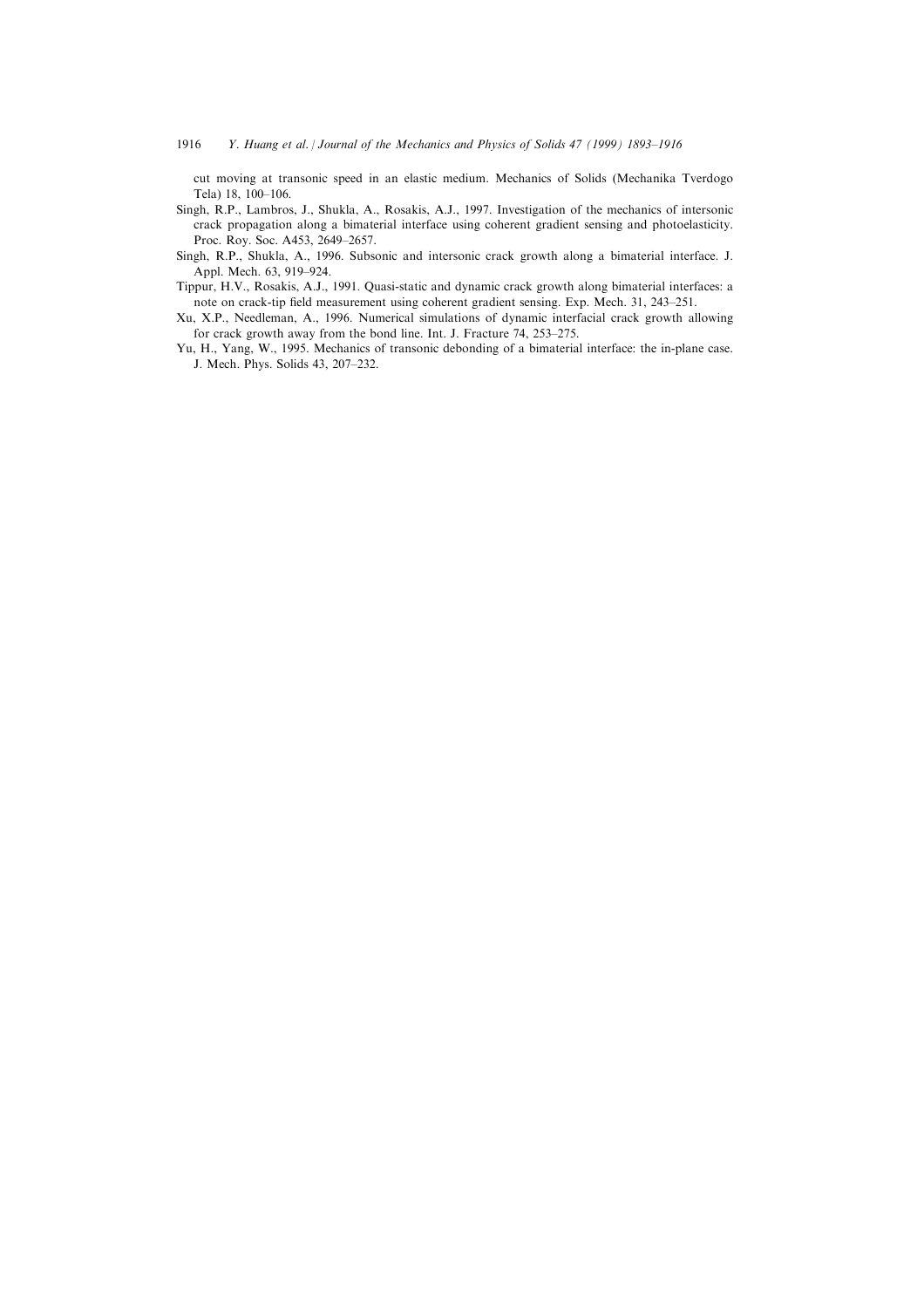cut moving at transonic speed in an elastic medium. Mechanics of Solids (Mechanika Tverdogo Tela) 18, 100–106.

Singh, R.P., Lambros, J., Shukla, A., Rosakis, A.J., 1997. Investigation of the mechanics of intersonic crack propagation along a bimaterial interface using coherent gradient sensing and photoelasticity. Proc. Roy. Soc. A453, 2649–2657.

Singh, R.P., Shukla, A., 1996. Subsonic and intersonic crack growth along a bimaterial interface. J. Appl. Mech. 63, 919–924.

Tippur, H.V., Rosakis, A.J., 1991. Quasi-static and dynamic crack growth along bimaterial interfaces: a note on crack-tip field measurement using coherent gradient sensing. Exp. Mech. 31, 243–251.

Xu, X.P., Needleman, A., 1996. Numerical simulations of dynamic interfacial crack growth allowing for crack growth away from the bond line. Int. J. Fracture 74, 253–275.

Yu, H., Yang, W., 1995. Mechanics of transonic debonding of a bimaterial interface: the in-plane case. J. Mech. Phys. Solids 43, 207–232.